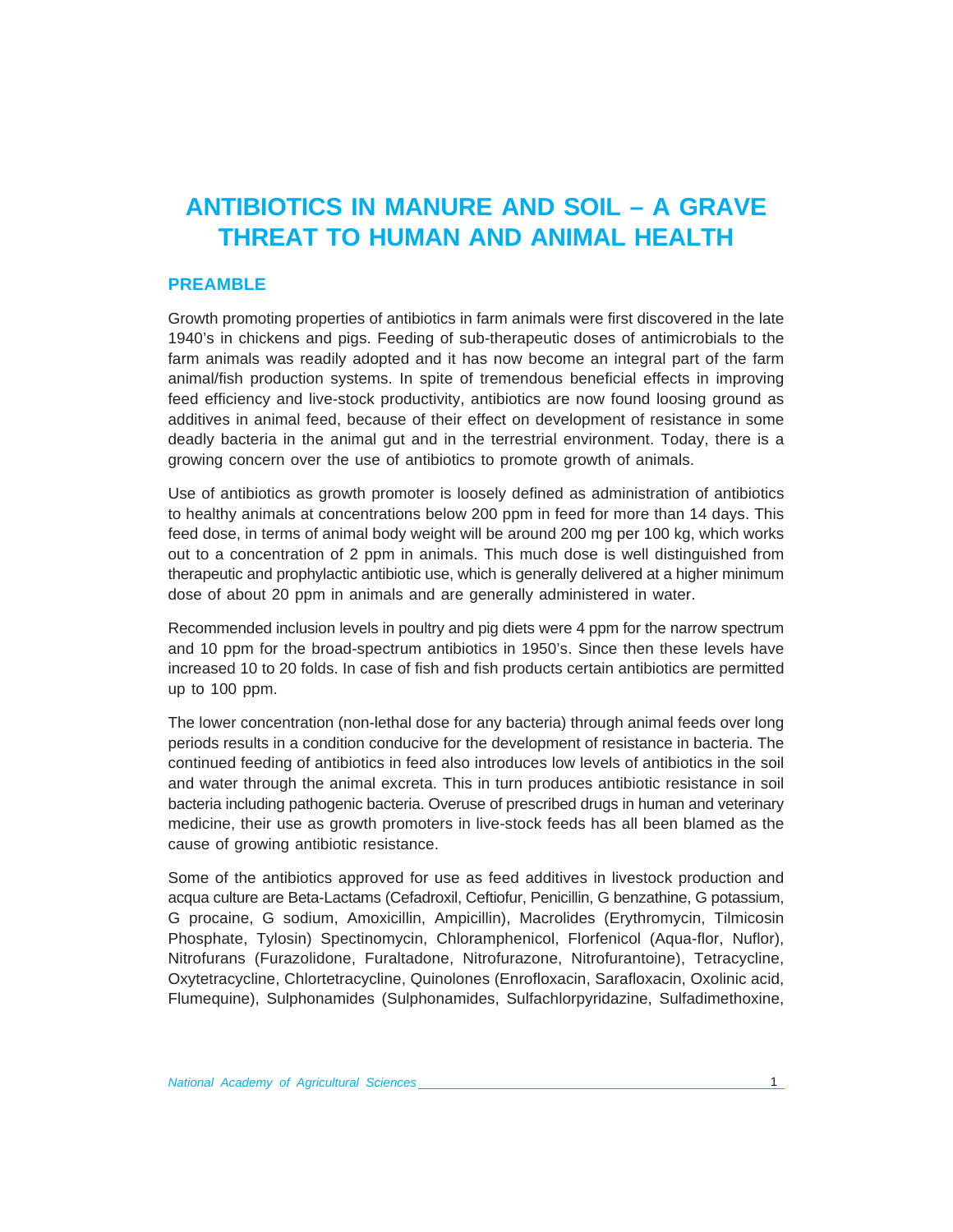# ANTIBIOTICS IN MANURE AND SOIL – A GRAVE THREAT TO HUMAN AND ANIMAL HEALTH

## PREAMBLE

Growth promoting properties of antibiotics in farm animals were first discovered in the late 1940's in chickens and pigs. Feeding of sub-therapeutic doses of antimicrobials to the farm animals was readily adopted and it has now become an integral part of the farm animal/fish production systems. In spite of tremendous beneficial effects in improving feed efficiency and live-stock productivity, antibiotics are now found loosing ground as additives in animal feed, because of their effect on development of resistance in some deadly bacteria in the animal gut and in the terrestrial environment. Today, there is a growing concern over the use of antibiotics to promote growth of animals.

Use of antibiotics as growth promoter is loosely defined as administration of antibiotics to healthy animals at concentrations below 200 ppm in feed for more than 14 days. This feed dose, in terms of animal body weight will be around 200 mg per 100 kg, which works out to a concentration of 2 ppm in animals. This much dose is well distinguished from therapeutic and prophylactic antibiotic use, which is generally delivered at a higher minimum dose of about 20 ppm in animals and are generally administered in water.

Recommended inclusion levels in poultry and pig diets were 4 ppm for the narrow spectrum and 10 ppm for the broad-spectrum antibiotics in 1950's. Since then these levels have increased 10 to 20 folds. In case of fish and fish products certain antibiotics are permitted up to 100 ppm.

The lower concentration (non-lethal dose for any bacteria) through animal feeds over long periods results in a condition conducive for the development of resistance in bacteria. The continued feeding of antibiotics in feed also introduces low levels of antibiotics in the soil and water through the animal excreta. This in turn produces antibiotic resistance in soil bacteria including pathogenic bacteria. Overuse of prescribed drugs in human and veterinary medicine, their use as growth promoters in live-stock feeds has all been blamed as the cause of growing antibiotic resistance.

Some of the antibiotics approved for use as feed additives in livestock production and acqua culture are Beta-Lactams (Cefadroxil, Ceftiofur, Penicillin, G benzathine, G potassium, G procaine, G sodium, Amoxicillin, Ampicillin), Macrolides (Erythromycin, Tilmicosin Phosphate, Tylosin) Spectinomycin, Chloramphenicol, Florfenicol (Aqua-flor, Nuflor), Nitrofurans (Furazolidone, Furaltadone, Nitrofurazone, Nitrofurantoine), Tetracycline, Oxytetracycline, Chlortetracycline, Quinolones (Enrofloxacin, Sarafloxacin, Oxolinic acid, Flumequine), Sulphonamides (Sulphonamides, Sulfachlorpyridazine, Sulfadimethoxine,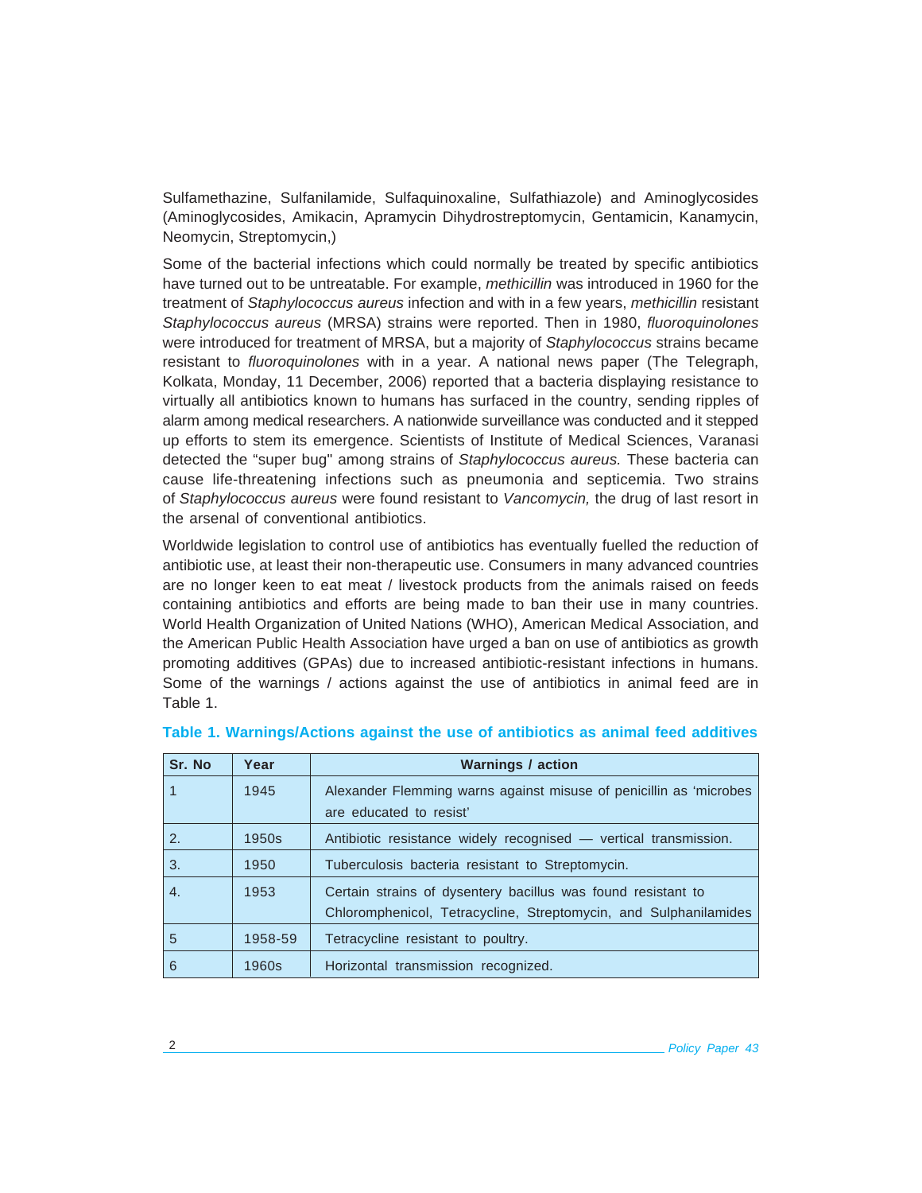Sulfamethazine, Sulfanilamide, Sulfaquinoxaline, Sulfathiazole) and Aminoglycosides (Aminoglycosides, Amikacin, Apramycin Dihydrostreptomycin, Gentamicin, Kanamycin, Neomycin, Streptomycin,)

Some of the bacterial infections which could normally be treated by specific antibiotics have turned out to be untreatable. For example, *methicillin* was introduced in 1960 for the treatment of *Staphylococcus aureus* infection and with in a few years, *methicillin* resistant *Staphylococcus aureus* (MRSA) strains were reported. Then in 1980, *fluoroquinolones* were introduced for treatment of MRSA, but a majority of *Staphylococcus* strains became resistant to *fluoroquinolones* with in a year. A national news paper (The Telegraph, Kolkata, Monday, 11 December, 2006) reported that a bacteria displaying resistance to virtually all antibiotics known to humans has surfaced in the country, sending ripples of alarm among medical researchers. A nationwide surveillance was conducted and it stepped up efforts to stem its emergence. Scientists of Institute of Medical Sciences, Varanasi detected the "super bug" among strains of *Staphylococcus aureus.* These bacteria can cause life-threatening infections such as pneumonia and septicemia. Two strains of *Staphylococcus aureus* were found resistant to *Vancomycin,* the drug of last resort in the arsenal of conventional antibiotics.

Worldwide legislation to control use of antibiotics has eventually fuelled the reduction of antibiotic use, at least their non-therapeutic use. Consumers in many advanced countries are no longer keen to eat meat / livestock products from the animals raised on feeds containing antibiotics and efforts are being made to ban their use in many countries. World Health Organization of United Nations (WHO), American Medical Association, and the American Public Health Association have urged a ban on use of antibiotics as growth promoting additives (GPAs) due to increased antibiotic-resistant infections in humans. Some of the warnings / actions against the use of antibiotics in animal feed are in Table 1.

**Table 1. Warnings/Actions against the use of antibiotics as animal feed additives**

| Sr. No | Year | Warnings / action |
|---|---|---|
| 1 | 1945 | Alexander Flemming warns against misuse of penicillin as 'microbes are educated to resist' |
| 2. | 1950s | Antibiotic resistance widely recognised — vertical transmission. |
| 3. | 1950 | Tuberculosis bacteria resistant to Streptomycin. |
| 4. | 1953 | Certain strains of dysentery bacillus was found resistant to Chloromphenicol, Tetracycline, Streptomycin, and Sulphanilamides |
| 5 | 1958-59 | Tetracycline resistant to poultry. |
| 6 | 1960s | Horizontal transmission recognized. |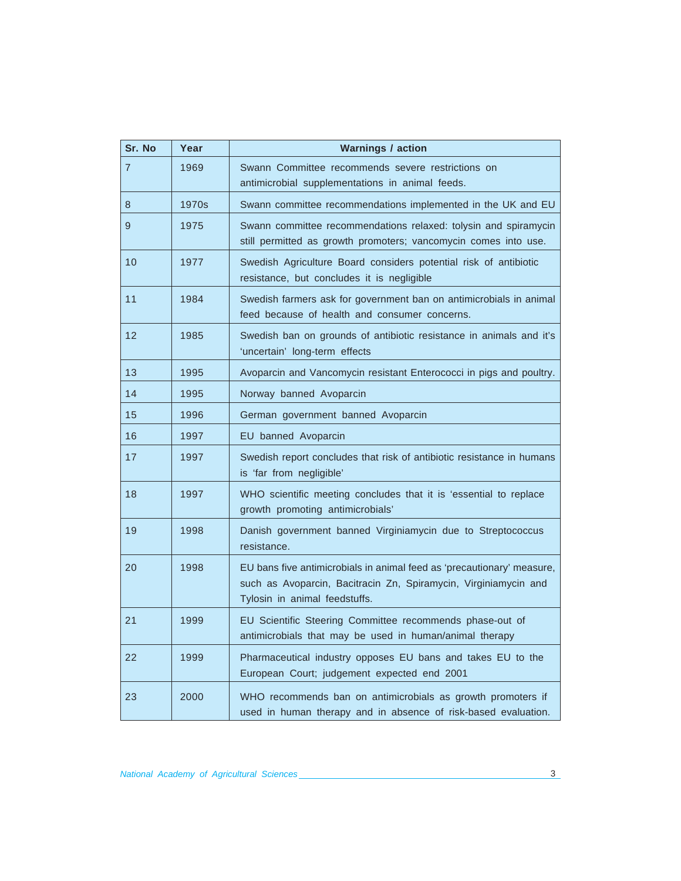| Sr. No | Year | Warnings / action |
|---|---|---|
| 7 | 1969 | Swann Committee recommends severe restrictions on antimicrobial supplementations in animal feeds. |
| 8 | 1970s | Swann committee recommendations implemented in the UK and EU |
| 9 | 1975 | Swann committee recommendations relaxed: tolysin and spiramycin still permitted as growth promoters; vancomycin comes into use. |
| 10 | 1977 | Swedish Agriculture Board considers potential risk of antibiotic resistance, but concludes it is negligible |
| 11 | 1984 | Swedish farmers ask for government ban on antimicrobials in animal feed because of health and consumer concerns. |
| 12 | 1985 | Swedish ban on grounds of antibiotic resistance in animals and it's 'uncertain' long-term effects |
| 13 | 1995 | Avoparcin and Vancomycin resistant Enterococci in pigs and poultry. |
| 14 | 1995 | Norway banned Avoparcin |
| 15 | 1996 | German government banned Avoparcin |
| 16 | 1997 | EU banned Avoparcin |
| 17 | 1997 | Swedish report concludes that risk of antibiotic resistance in humans is 'far from negligible' |
| 18 | 1997 | WHO scientific meeting concludes that it is 'essential to replace growth promoting antimicrobials' |
| 19 | 1998 | Danish government banned Virginiamycin due to Streptococcus resistance. |
| 20 | 1998 | EU bans five antimicrobials in animal feed as 'precautionary' measure, such as Avoparcin, Bacitracin Zn, Spiramycin, Virginiamycin and Tylosin in animal feedstuffs. |
| 21 | 1999 | EU Scientific Steering Committee recommends phase-out of antimicrobials that may be used in human/animal therapy |
| 22 | 1999 | Pharmaceutical industry opposes EU bans and takes EU to the European Court; judgement expected end 2001 |
| 23 | 2000 | WHO recommends ban on antimicrobials as growth promoters if used in human therapy and in absence of risk-based evaluation. |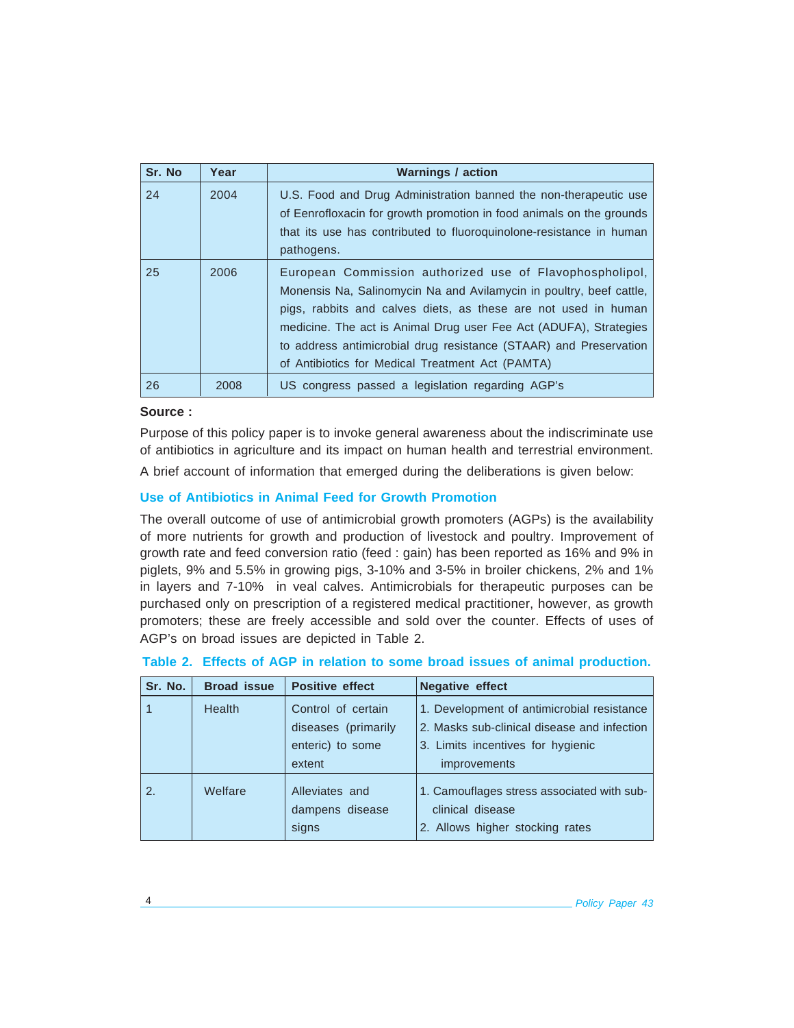| Sr. No | Year | Warnings / action |
|---|---|---|
| 24 | 2004 | U.S. Food and Drug Administration banned the non-therapeutic use of Eenrofloxacin for growth promotion in food animals on the grounds that its use has contributed to fluoroquinolone-resistance in human pathogens. |
| 25 | 2006 | European Commission authorized use of Flavophospholipol, Monensis Na, Salinomycin Na and Avilamycin in poultry, beef cattle, pigs, rabbits and calves diets, as these are not used in human medicine. The act is Animal Drug user Fee Act (ADUFA), Strategies to address antimicrobial drug resistance (STAAR) and Preservation of Antibiotics for Medical Treatment Act (PAMTA) |
| 26 | 2008 | US congress passed a legislation regarding AGP's |

**Source :**

Purpose of this policy paper is to invoke general awareness about the indiscriminate use of antibiotics in agriculture and its impact on human health and terrestrial environment.

A brief account of information that emerged during the deliberations is given below:

### Use of Antibiotics in Animal Feed for Growth Promotion

The overall outcome of use of antimicrobial growth promoters (AGPs) is the availability of more nutrients for growth and production of livestock and poultry. Improvement of growth rate and feed conversion ratio (feed : gain) has been reported as 16% and 9% in piglets, 9% and 5.5% in growing pigs, 3-10% and 3-5% in broiler chickens, 2% and 1% in layers and 7-10% in veal calves. Antimicrobials for therapeutic purposes can be purchased only on prescription of a registered medical practitioner, however, as growth promoters; these are freely accessible and sold over the counter. Effects of uses of AGP's on broad issues are depicted in Table 2.

**Table 2. Effects of AGP in relation to some broad issues of animal production.**

| Sr. No. | Broad issue | Positive effect | Negative effect |
|---|---|---|---|
| 1 | Health | Control of certain diseases (primarily enteric) to some extent | 1. Development of antimicrobial resistance<br>2. Masks sub-clinical disease and infection<br>3. Limits incentives for hygienic improvements |
| 2. | Welfare | Alleviates and dampens disease signs | 1. Camouflages stress associated with sub-clinical disease<br>2. Allows higher stocking rates |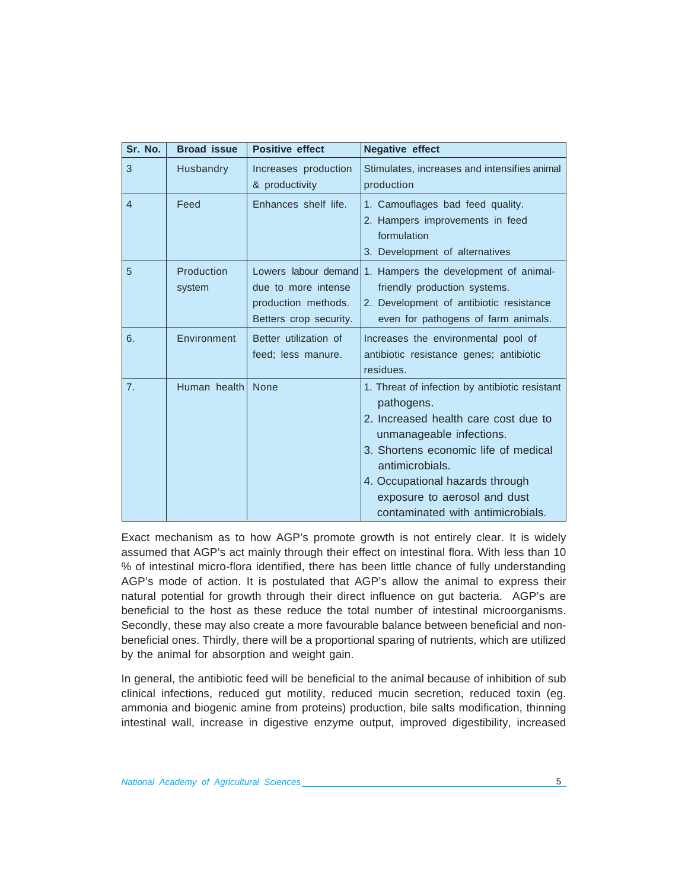| Sr. No. | Broad issue | Positive effect | Negative effect |
|---|---|---|---|
| 3 | Husbandry | Increases production & productivity | Stimulates, increases and intensifies animal production |
| 4 | Feed | Enhances shelf life. | 1. Camouflages bad feed quality. 2. Hampers improvements in feed formulation 3. Development of alternatives |
| 5 | Production system | Lowers labour demand due to more intense production methods. Betters crop security. | 1. Hampers the development of animal-friendly production systems. 2. Development of antibiotic resistance even for pathogens of farm animals. |
| 6. | Environment | Better utilization of feed; less manure. | Increases the environmental pool of antibiotic resistance genes; antibiotic residues. |
| 7. | Human health | None | 1. Threat of infection by antibiotic resistant pathogens. 2. Increased health care cost due to unmanageable infections. 3. Shortens economic life of medical antimicrobials. 4. Occupational hazards through exposure to aerosol and dust contaminated with antimicrobials. |

Exact mechanism as to how AGP's promote growth is not entirely clear. It is widely assumed that AGP's act mainly through their effect on intestinal flora. With less than 10 % of intestinal micro-flora identified, there has been little chance of fully understanding AGP's mode of action. It is postulated that AGP's allow the animal to express their natural potential for growth through their direct influence on gut bacteria. AGP's are beneficial to the host as these reduce the total number of intestinal microorganisms. Secondly, these may also create a more favourable balance between beneficial and non-beneficial ones. Thirdly, there will be a proportional sparing of nutrients, which are utilized by the animal for absorption and weight gain.

In general, the antibiotic feed will be beneficial to the animal because of inhibition of sub clinical infections, reduced gut motility, reduced mucin secretion, reduced toxin (eg. ammonia and biogenic amine from proteins) production, bile salts modification, thinning intestinal wall, increase in digestive enzyme output, improved digestibility, increased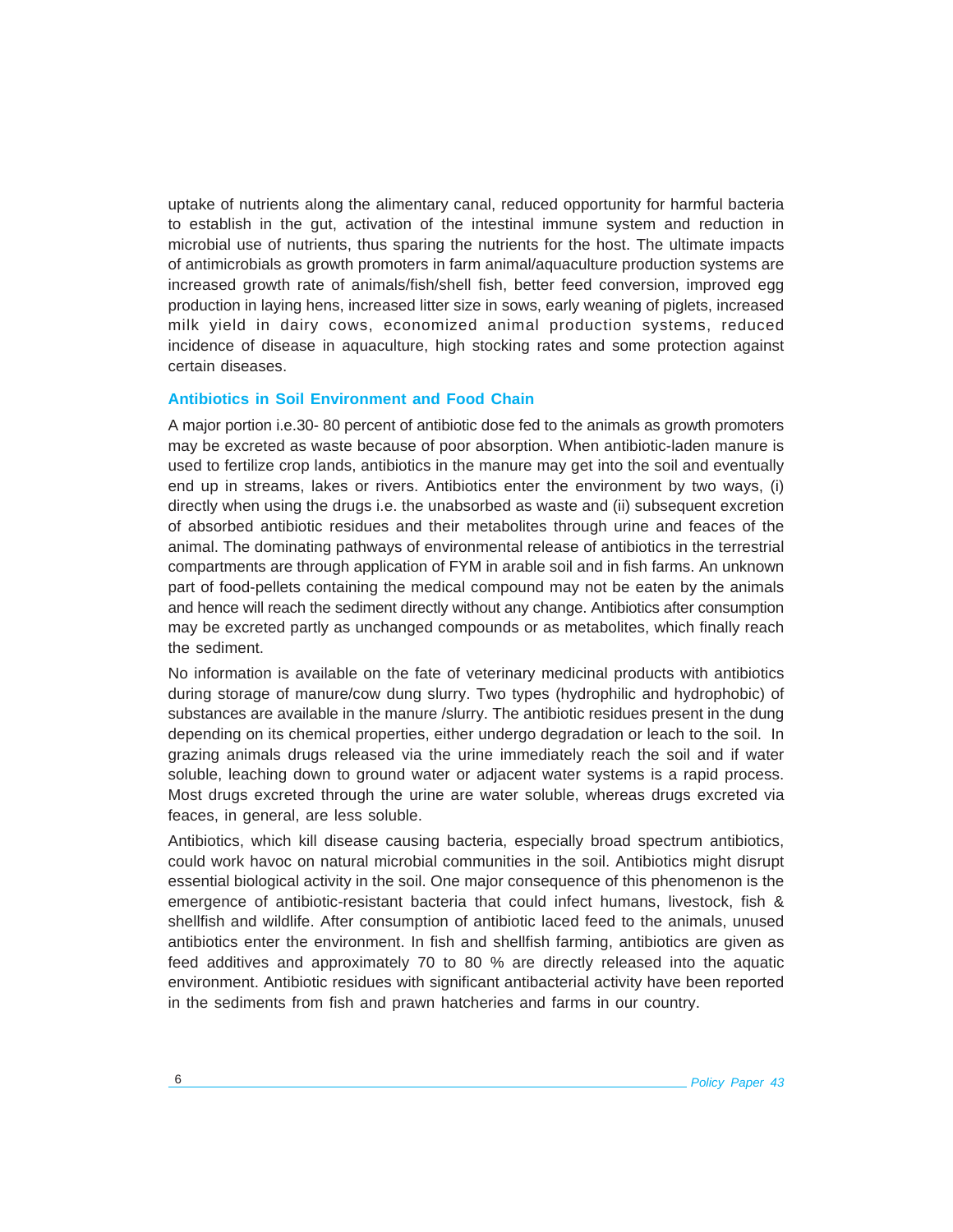uptake of nutrients along the alimentary canal, reduced opportunity for harmful bacteria to establish in the gut, activation of the intestinal immune system and reduction in microbial use of nutrients, thus sparing the nutrients for the host. The ultimate impacts of antimicrobials as growth promoters in farm animal/aquaculture production systems are increased growth rate of animals/fish/shell fish, better feed conversion, improved egg production in laying hens, increased litter size in sows, early weaning of piglets, increased milk yield in dairy cows, economized animal production systems, reduced incidence of disease in aquaculture, high stocking rates and some protection against certain diseases.

## Antibiotics in Soil Environment and Food Chain

A major portion i.e.30- 80 percent of antibiotic dose fed to the animals as growth promoters may be excreted as waste because of poor absorption. When antibiotic-laden manure is used to fertilize crop lands, antibiotics in the manure may get into the soil and eventually end up in streams, lakes or rivers. Antibiotics enter the environment by two ways, (i) directly when using the drugs i.e. the unabsorbed as waste and (ii) subsequent excretion of absorbed antibiotic residues and their metabolites through urine and feaces of the animal. The dominating pathways of environmental release of antibiotics in the terrestrial compartments are through application of FYM in arable soil and in fish farms. An unknown part of food-pellets containing the medical compound may not be eaten by the animals and hence will reach the sediment directly without any change. Antibiotics after consumption may be excreted partly as unchanged compounds or as metabolites, which finally reach the sediment.

No information is available on the fate of veterinary medicinal products with antibiotics during storage of manure/cow dung slurry. Two types (hydrophilic and hydrophobic) of substances are available in the manure /slurry. The antibiotic residues present in the dung depending on its chemical properties, either undergo degradation or leach to the soil. In grazing animals drugs released via the urine immediately reach the soil and if water soluble, leaching down to ground water or adjacent water systems is a rapid process. Most drugs excreted through the urine are water soluble, whereas drugs excreted via feaces, in general, are less soluble.

Antibiotics, which kill disease causing bacteria, especially broad spectrum antibiotics, could work havoc on natural microbial communities in the soil. Antibiotics might disrupt essential biological activity in the soil. One major consequence of this phenomenon is the emergence of antibiotic-resistant bacteria that could infect humans, livestock, fish & shellfish and wildlife. After consumption of antibiotic laced feed to the animals, unused antibiotics enter the environment. In fish and shellfish farming, antibiotics are given as feed additives and approximately 70 to 80 % are directly released into the aquatic environment. Antibiotic residues with significant antibacterial activity have been reported in the sediments from fish and prawn hatcheries and farms in our country.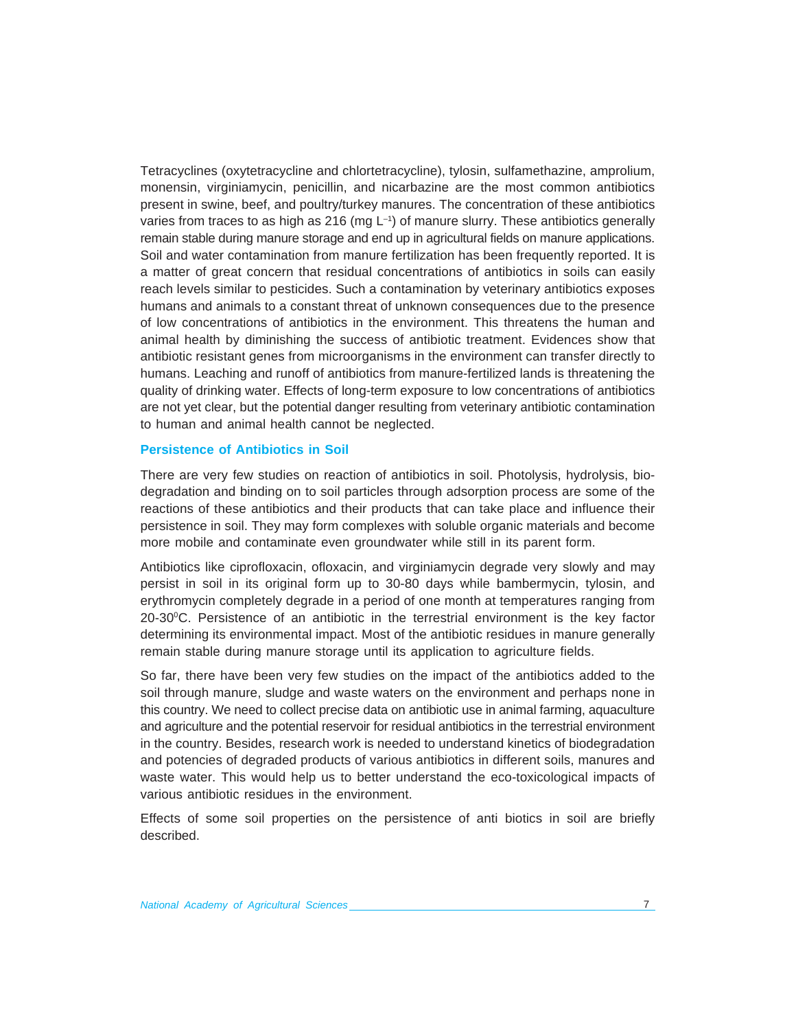Tetracyclines (oxytetracycline and chlortetracycline), tylosin, sulfamethazine, amprolium, monensin, virginiamycin, penicillin, and nicarbazine are the most common antibiotics present in swine, beef, and poultry/turkey manures. The concentration of these antibiotics varies from traces to as high as 216 (mg $L^{-1}$) of manure slurry. These antibiotics generally remain stable during manure storage and end up in agricultural fields on manure applications. Soil and water contamination from manure fertilization has been frequently reported. It is a matter of great concern that residual concentrations of antibiotics in soils can easily reach levels similar to pesticides. Such a contamination by veterinary antibiotics exposes humans and animals to a constant threat of unknown consequences due to the presence of low concentrations of antibiotics in the environment. This threatens the human and animal health by diminishing the success of antibiotic treatment. Evidences show that antibiotic resistant genes from microorganisms in the environment can transfer directly to humans. Leaching and runoff of antibiotics from manure-fertilized lands is threatening the quality of drinking water. Effects of long-term exposure to low concentrations of antibiotics are not yet clear, but the potential danger resulting from veterinary antibiotic contamination to human and animal health cannot be neglected.

## Persistence of Antibiotics in Soil

There are very few studies on reaction of antibiotics in soil. Photolysis, hydrolysis, bio-degradation and binding on to soil particles through adsorption process are some of the reactions of these antibiotics and their products that can take place and influence their persistence in soil. They may form complexes with soluble organic materials and become more mobile and contaminate even groundwater while still in its parent form.

Antibiotics like ciprofloxacin, ofloxacin, and virginiamycin degrade very slowly and may persist in soil in its original form up to 30-80 days while bambermycin, tylosin, and erythromycin completely degrade in a period of one month at temperatures ranging from 20-30$^{0}$C. Persistence of an antibiotic in the terrestrial environment is the key factor determining its environmental impact. Most of the antibiotic residues in manure generally remain stable during manure storage until its application to agriculture fields.

So far, there have been very few studies on the impact of the antibiotics added to the soil through manure, sludge and waste waters on the environment and perhaps none in this country. We need to collect precise data on antibiotic use in animal farming, aquaculture and agriculture and the potential reservoir for residual antibiotics in the terrestrial environment in the country. Besides, research work is needed to understand kinetics of biodegradation and potencies of degraded products of various antibiotics in different soils, manures and waste water. This would help us to better understand the eco-toxicological impacts of various antibiotic residues in the environment.

Effects of some soil properties on the persistence of anti biotics in soil are briefly described.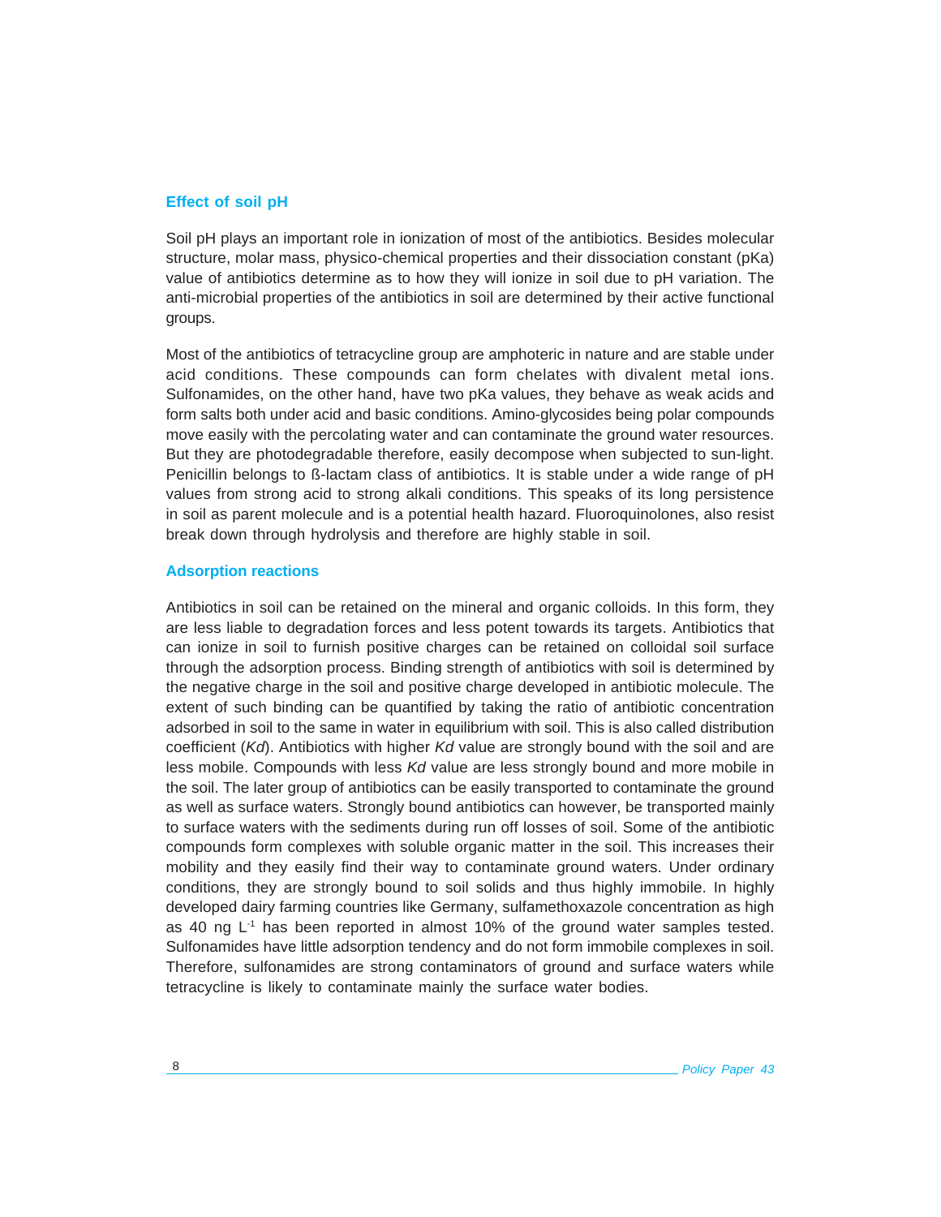## Effect of soil pH

Soil pH plays an important role in ionization of most of the antibiotics. Besides molecular structure, molar mass, physico-chemical properties and their dissociation constant (pKa) value of antibiotics determine as to how they will ionize in soil due to pH variation. The anti-microbial properties of the antibiotics in soil are determined by their active functional groups.

Most of the antibiotics of tetracycline group are amphoteric in nature and are stable under acid conditions. These compounds can form chelates with divalent metal ions. Sulfonamides, on the other hand, have two pKa values, they behave as weak acids and form salts both under acid and basic conditions. Amino-glycosides being polar compounds move easily with the percolating water and can contaminate the ground water resources. But they are photodegradable therefore, easily decompose when subjected to sun-light. Penicillin belongs to ß-lactam class of antibiotics. It is stable under a wide range of pH values from strong acid to strong alkali conditions. This speaks of its long persistence in soil as parent molecule and is a potential health hazard. Fluoroquinolones, also resist break down through hydrolysis and therefore are highly stable in soil.

## Adsorption reactions

Antibiotics in soil can be retained on the mineral and organic colloids. In this form, they are less liable to degradation forces and less potent towards its targets. Antibiotics that can ionize in soil to furnish positive charges can be retained on colloidal soil surface through the adsorption process. Binding strength of antibiotics with soil is determined by the negative charge in the soil and positive charge developed in antibiotic molecule. The extent of such binding can be quantified by taking the ratio of antibiotic concentration adsorbed in soil to the same in water in equilibrium with soil. This is also called distribution coefficient (*Kd*). Antibiotics with higher *Kd* value are strongly bound with the soil and are less mobile. Compounds with less *Kd* value are less strongly bound and more mobile in the soil. The later group of antibiotics can be easily transported to contaminate the ground as well as surface waters. Strongly bound antibiotics can however, be transported mainly to surface waters with the sediments during run off losses of soil. Some of the antibiotic compounds form complexes with soluble organic matter in the soil. This increases their mobility and they easily find their way to contaminate ground waters. Under ordinary conditions, they are strongly bound to soil solids and thus highly immobile. In highly developed dairy farming countries like Germany, sulfamethoxazole concentration as high as 40 ng $L^{-1}$ has been reported in almost 10% of the ground water samples tested. Sulfonamides have little adsorption tendency and do not form immobile complexes in soil. Therefore, sulfonamides are strong contaminators of ground and surface waters while tetracycline is likely to contaminate mainly the surface water bodies.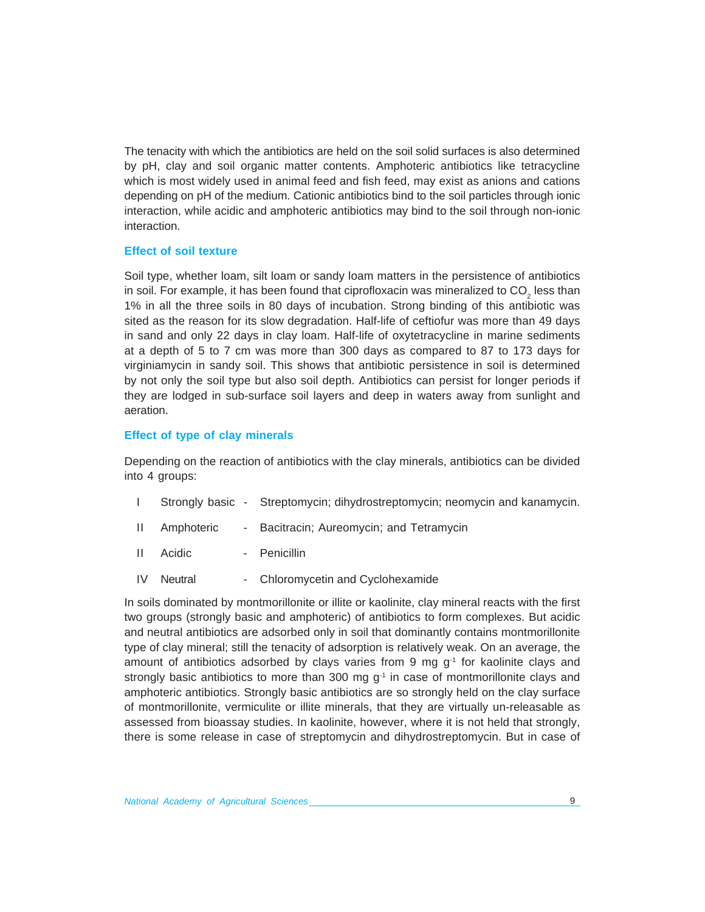The tenacity with which the antibiotics are held on the soil solid surfaces is also determined by pH, clay and soil organic matter contents. Amphoteric antibiotics like tetracycline which is most widely used in animal feed and fish feed, may exist as anions and cations depending on pH of the medium. Cationic antibiotics bind to the soil particles through ionic interaction, while acidic and amphoteric antibiotics may bind to the soil through non-ionic interaction.

### Effect of soil texture

Soil type, whether loam, silt loam or sandy loam matters in the persistence of antibiotics in soil. For example, it has been found that ciprofloxacin was mineralized to $CO_2$ less than 1% in all the three soils in 80 days of incubation. Strong binding of this antibiotic was sited as the reason for its slow degradation. Half-life of ceftiofur was more than 49 days in sand and only 22 days in clay loam. Half-life of oxytetracycline in marine sediments at a depth of 5 to 7 cm was more than 300 days as compared to 87 to 173 days for virginiamycin in sandy soil. This shows that antibiotic persistence in soil is determined by not only the soil type but also soil depth. Antibiotics can persist for longer periods if they are lodged in sub-surface soil layers and deep in waters away from sunlight and aeration.

### Effect of type of clay minerals

Depending on the reaction of antibiotics with the clay minerals, antibiotics can be divided into 4 groups:

| | | | |
|---|---|---|---|
| I | Strongly basic | - | Streptomycin; dihydrostreptomycin; neomycin and kanamycin. |
| II | Amphoteric | - | Bacitracin; Aureomycin; and Tetramycin |
| II | Acidic | - | Penicillin |
| IV | Neutral | - | Chloromycetin and Cyclohexamide |

In soils dominated by montmorillonite or illite or kaolinite, clay mineral reacts with the first two groups (strongly basic and amphoteric) of antibiotics to form complexes. But acidic and neutral antibiotics are adsorbed only in soil that dominantly contains montmorillonite type of clay mineral; still the tenacity of adsorption is relatively weak. On an average, the amount of antibiotics adsorbed by clays varies from 9 mg $g^{-1}$ for kaolinite clays and strongly basic antibiotics to more than 300 mg $g^{-1}$ in case of montmorillonite clays and amphoteric antibiotics. Strongly basic antibiotics are so strongly held on the clay surface of montmorillonite, vermiculite or illite minerals, that they are virtually un-releasable as assessed from bioassay studies. In kaolinite, however, where it is not held that strongly, there is some release in case of streptomycin and dihydrostreptomycin. But in case of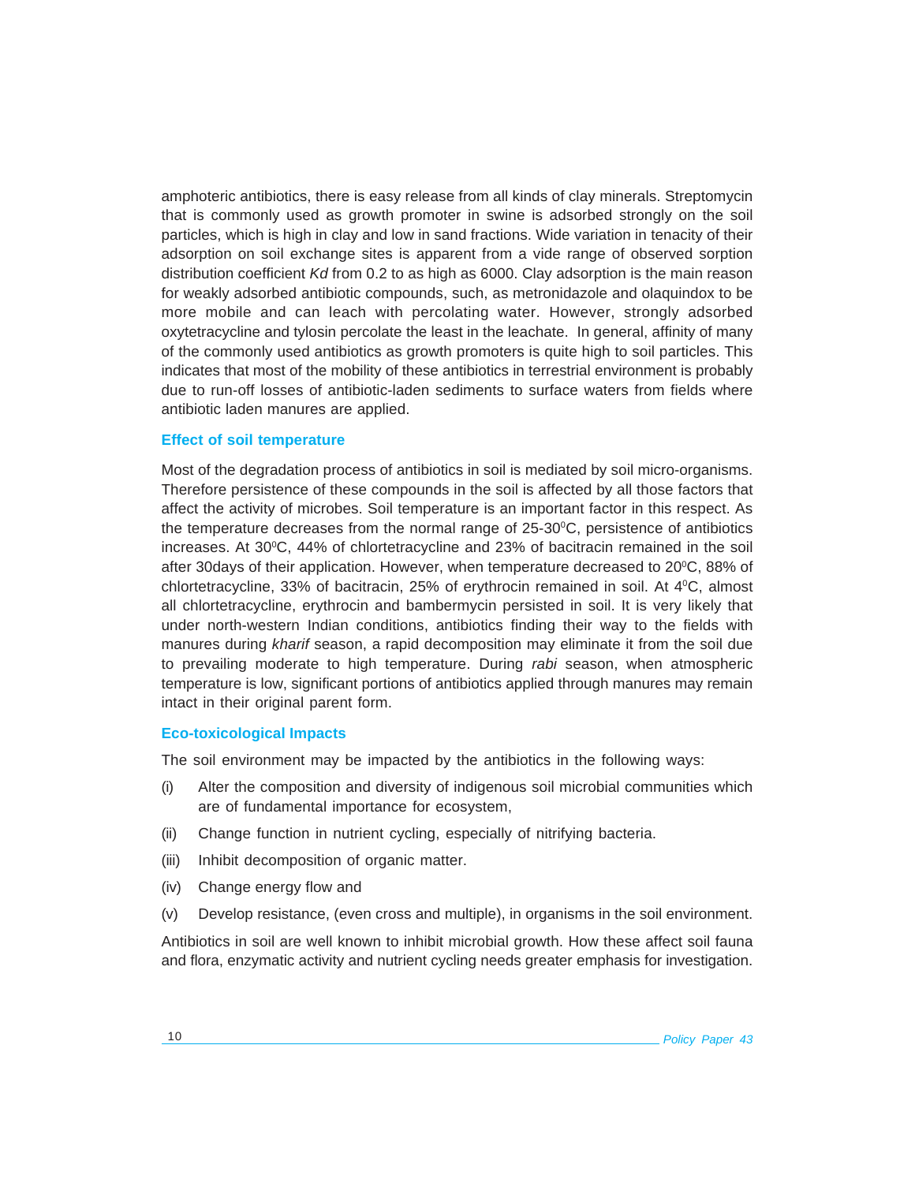amphoteric antibiotics, there is easy release from all kinds of clay minerals. Streptomycin that is commonly used as growth promoter in swine is adsorbed strongly on the soil particles, which is high in clay and low in sand fractions. Wide variation in tenacity of their adsorption on soil exchange sites is apparent from a vide range of observed sorption distribution coefficient *Kd* from 0.2 to as high as 6000. Clay adsorption is the main reason for weakly adsorbed antibiotic compounds, such, as metronidazole and olaquindox to be more mobile and can leach with percolating water. However, strongly adsorbed oxytetracycline and tylosin percolate the least in the leachate. In general, affinity of many of the commonly used antibiotics as growth promoters is quite high to soil particles. This indicates that most of the mobility of these antibiotics in terrestrial environment is probably due to run-off losses of antibiotic-laden sediments to surface waters from fields where antibiotic laden manures are applied.

### Effect of soil temperature

Most of the degradation process of antibiotics in soil is mediated by soil micro-organisms. Therefore persistence of these compounds in the soil is affected by all those factors that affect the activity of microbes. Soil temperature is an important factor in this respect. As the temperature decreases from the normal range of 25-30$^{0}$C, persistence of antibiotics increases. At 30$^{0}$C, 44% of chlortetracycline and 23% of bacitracin remained in the soil after 30days of their application. However, when temperature decreased to 20$^{0}$C, 88% of chlortetracycline, 33% of bacitracin, 25% of erythrocin remained in soil. At 4$^{0}$C, almost all chlortetracycline, erythrocin and bambermycin persisted in soil. It is very likely that under north-western Indian conditions, antibiotics finding their way to the fields with manures during *kharif* season, a rapid decomposition may eliminate it from the soil due to prevailing moderate to high temperature. During *rabi* season, when atmospheric temperature is low, significant portions of antibiotics applied through manures may remain intact in their original parent form.

### Eco-toxicological Impacts

The soil environment may be impacted by the antibiotics in the following ways:

(i) Alter the composition and diversity of indigenous soil microbial communities which are of fundamental importance for ecosystem,

(ii) Change function in nutrient cycling, especially of nitrifying bacteria.

(iii) Inhibit decomposition of organic matter.

(iv) Change energy flow and

(v) Develop resistance, (even cross and multiple), in organisms in the soil environment.

Antibiotics in soil are well known to inhibit microbial growth. How these affect soil fauna and flora, enzymatic activity and nutrient cycling needs greater emphasis for investigation.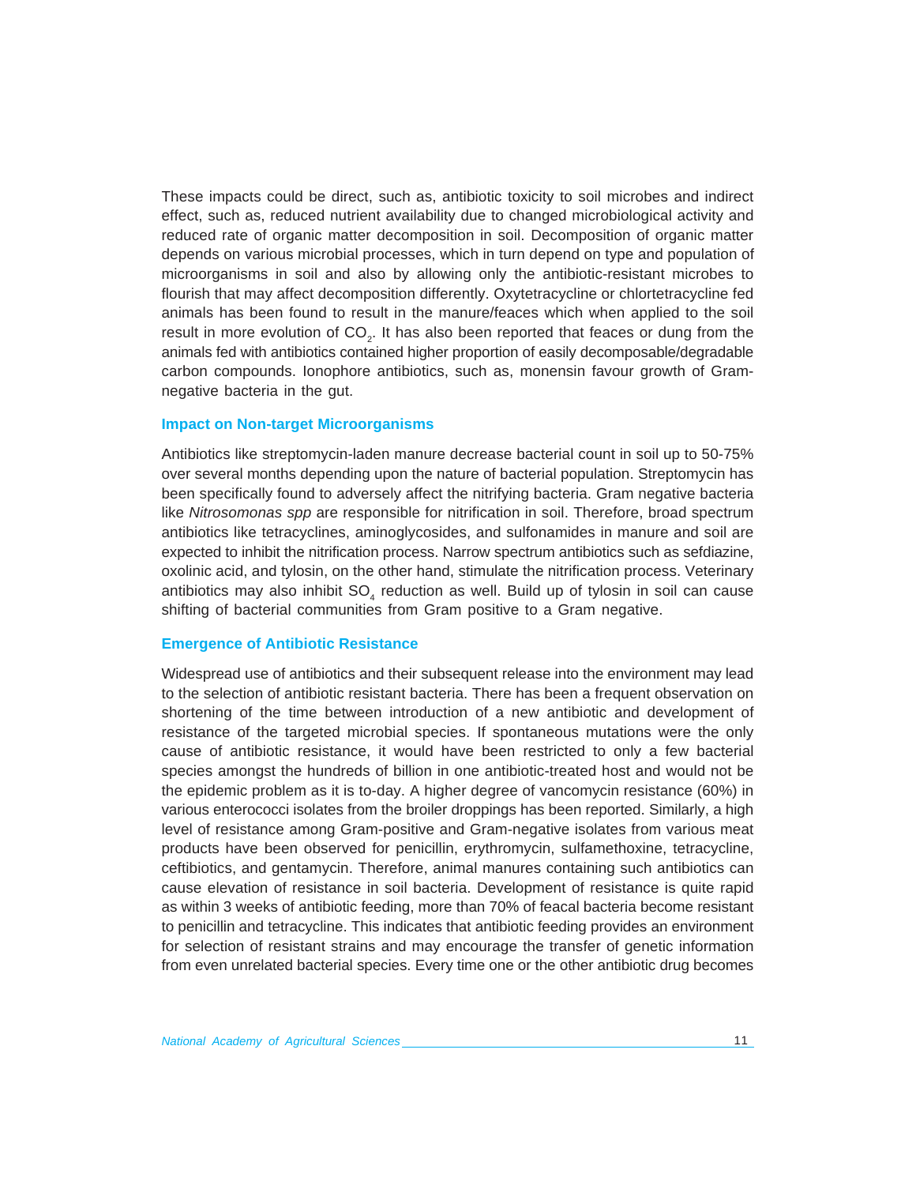These impacts could be direct, such as, antibiotic toxicity to soil microbes and indirect effect, such as, reduced nutrient availability due to changed microbiological activity and reduced rate of organic matter decomposition in soil. Decomposition of organic matter depends on various microbial processes, which in turn depend on type and population of microorganisms in soil and also by allowing only the antibiotic-resistant microbes to flourish that may affect decomposition differently. Oxytetracycline or chlortetracycline fed animals has been found to result in the manure/feaces which when applied to the soil result in more evolution of $CO_2$. It has also been reported that feaces or dung from the animals fed with antibiotics contained higher proportion of easily decomposable/degradable carbon compounds. Ionophore antibiotics, such as, monensin favour growth of Gram-negative bacteria in the gut.

### Impact on Non-target Microorganisms

Antibiotics like streptomycin-laden manure decrease bacterial count in soil up to 50-75% over several months depending upon the nature of bacterial population. Streptomycin has been specifically found to adversely affect the nitrifying bacteria. Gram negative bacteria like *Nitrosomonas spp* are responsible for nitrification in soil. Therefore, broad spectrum antibiotics like tetracyclines, aminoglycosides, and sulfonamides in manure and soil are expected to inhibit the nitrification process. Narrow spectrum antibiotics such as sefdiazine, oxolinic acid, and tylosin, on the other hand, stimulate the nitrification process. Veterinary antibiotics may also inhibit $SO_4$ reduction as well. Build up of tylosin in soil can cause shifting of bacterial communities from Gram positive to a Gram negative.

### Emergence of Antibiotic Resistance

Widespread use of antibiotics and their subsequent release into the environment may lead to the selection of antibiotic resistant bacteria. There has been a frequent observation on shortening of the time between introduction of a new antibiotic and development of resistance of the targeted microbial species. If spontaneous mutations were the only cause of antibiotic resistance, it would have been restricted to only a few bacterial species amongst the hundreds of billion in one antibiotic-treated host and would not be the epidemic problem as it is to-day. A higher degree of vancomycin resistance (60%) in various enterococci isolates from the broiler droppings has been reported. Similarly, a high level of resistance among Gram-positive and Gram-negative isolates from various meat products have been observed for penicillin, erythromycin, sulfamethoxine, tetracycline, ceftibiotics, and gentamycin. Therefore, animal manures containing such antibiotics can cause elevation of resistance in soil bacteria. Development of resistance is quite rapid as within 3 weeks of antibiotic feeding, more than 70% of feacal bacteria become resistant to penicillin and tetracycline. This indicates that antibiotic feeding provides an environment for selection of resistant strains and may encourage the transfer of genetic information from even unrelated bacterial species. Every time one or the other antibiotic drug becomes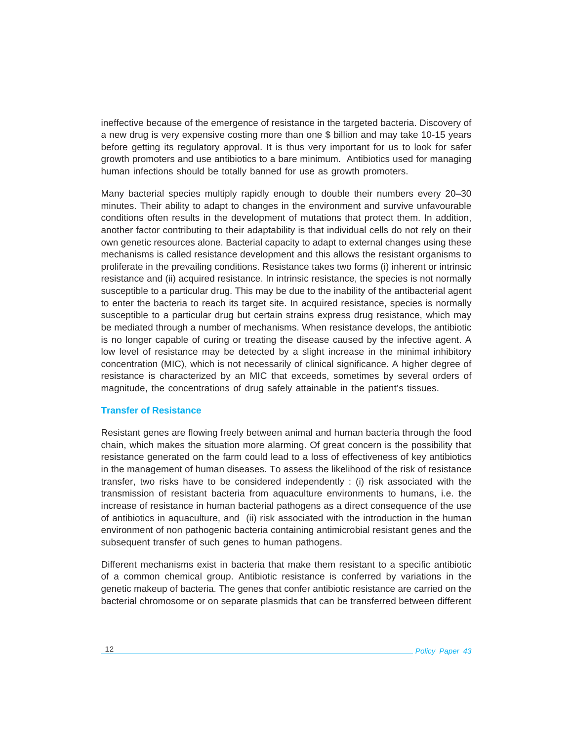ineffective because of the emergence of resistance in the targeted bacteria. Discovery of a new drug is very expensive costing more than one $ billion and may take 10-15 years before getting its regulatory approval. It is thus very important for us to look for safer growth promoters and use antibiotics to a bare minimum. Antibiotics used for managing human infections should be totally banned for use as growth promoters.

Many bacterial species multiply rapidly enough to double their numbers every 20–30 minutes. Their ability to adapt to changes in the environment and survive unfavourable conditions often results in the development of mutations that protect them. In addition, another factor contributing to their adaptability is that individual cells do not rely on their own genetic resources alone. Bacterial capacity to adapt to external changes using these mechanisms is called resistance development and this allows the resistant organisms to proliferate in the prevailing conditions. Resistance takes two forms (i) inherent or intrinsic resistance and (ii) acquired resistance. In intrinsic resistance, the species is not normally susceptible to a particular drug. This may be due to the inability of the antibacterial agent to enter the bacteria to reach its target site. In acquired resistance, species is normally susceptible to a particular drug but certain strains express drug resistance, which may be mediated through a number of mechanisms. When resistance develops, the antibiotic is no longer capable of curing or treating the disease caused by the infective agent. A low level of resistance may be detected by a slight increase in the minimal inhibitory concentration (MIC), which is not necessarily of clinical significance. A higher degree of resistance is characterized by an MIC that exceeds, sometimes by several orders of magnitude, the concentrations of drug safely attainable in the patient's tissues.

### Transfer of Resistance

Resistant genes are flowing freely between animal and human bacteria through the food chain, which makes the situation more alarming. Of great concern is the possibility that resistance generated on the farm could lead to a loss of effectiveness of key antibiotics in the management of human diseases. To assess the likelihood of the risk of resistance transfer, two risks have to be considered independently : (i) risk associated with the transmission of resistant bacteria from aquaculture environments to humans, i.e. the increase of resistance in human bacterial pathogens as a direct consequence of the use of antibiotics in aquaculture, and (ii) risk associated with the introduction in the human environment of non pathogenic bacteria containing antimicrobial resistant genes and the subsequent transfer of such genes to human pathogens.

Different mechanisms exist in bacteria that make them resistant to a specific antibiotic of a common chemical group. Antibiotic resistance is conferred by variations in the genetic makeup of bacteria. The genes that confer antibiotic resistance are carried on the bacterial chromosome or on separate plasmids that can be transferred between different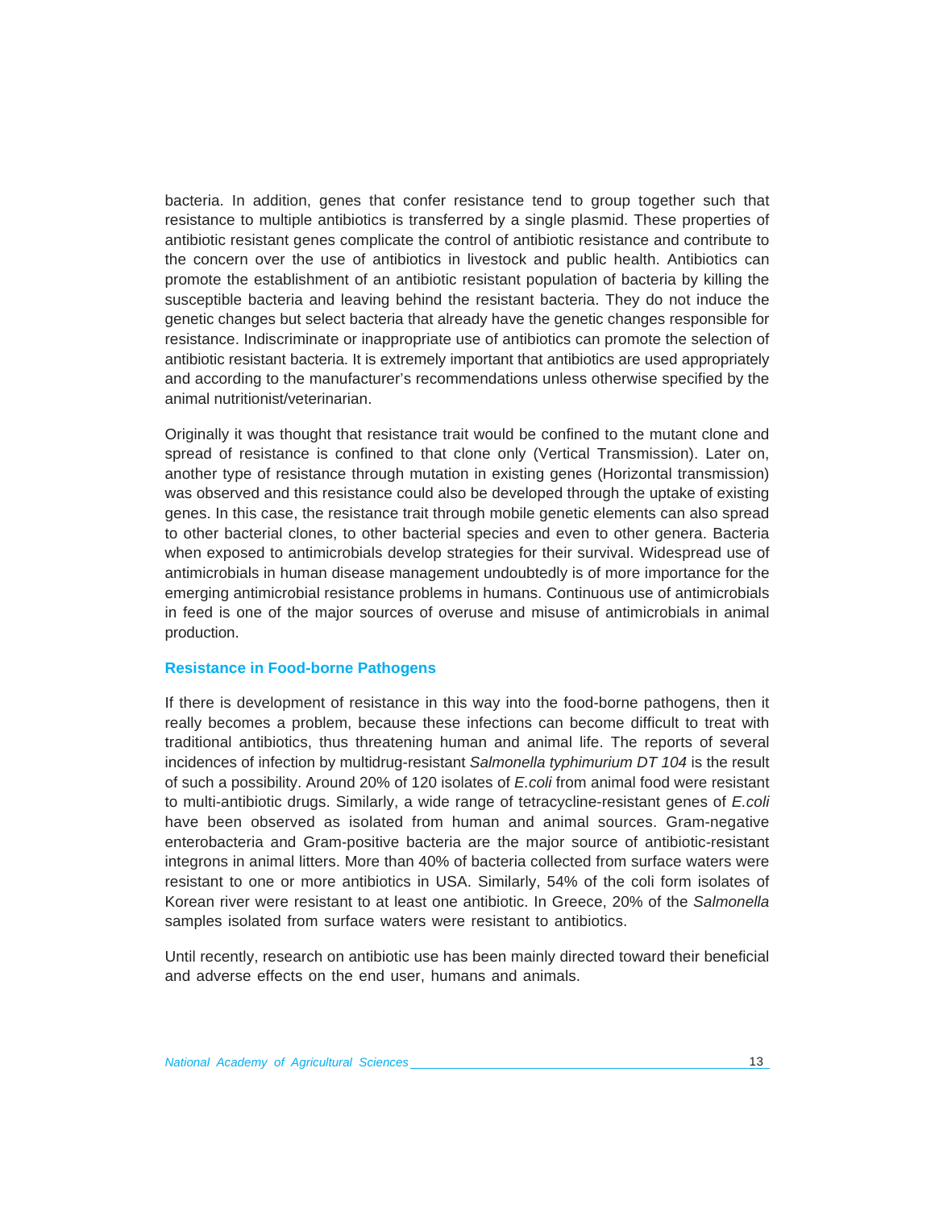bacteria. In addition, genes that confer resistance tend to group together such that resistance to multiple antibiotics is transferred by a single plasmid. These properties of antibiotic resistant genes complicate the control of antibiotic resistance and contribute to the concern over the use of antibiotics in livestock and public health. Antibiotics can promote the establishment of an antibiotic resistant population of bacteria by killing the susceptible bacteria and leaving behind the resistant bacteria. They do not induce the genetic changes but select bacteria that already have the genetic changes responsible for resistance. Indiscriminate or inappropriate use of antibiotics can promote the selection of antibiotic resistant bacteria. It is extremely important that antibiotics are used appropriately and according to the manufacturer's recommendations unless otherwise specified by the animal nutritionist/veterinarian.

Originally it was thought that resistance trait would be confined to the mutant clone and spread of resistance is confined to that clone only (Vertical Transmission). Later on, another type of resistance through mutation in existing genes (Horizontal transmission) was observed and this resistance could also be developed through the uptake of existing genes. In this case, the resistance trait through mobile genetic elements can also spread to other bacterial clones, to other bacterial species and even to other genera. Bacteria when exposed to antimicrobials develop strategies for their survival. Widespread use of antimicrobials in human disease management undoubtedly is of more importance for the emerging antimicrobial resistance problems in humans. Continuous use of antimicrobials in feed is one of the major sources of overuse and misuse of antimicrobials in animal production.

### Resistance in Food-borne Pathogens

If there is development of resistance in this way into the food-borne pathogens, then it really becomes a problem, because these infections can become difficult to treat with traditional antibiotics, thus threatening human and animal life. The reports of several incidences of infection by multidrug-resistant *Salmonella typhimurium DT 104* is the result of such a possibility. Around 20% of 120 isolates of *E.coli* from animal food were resistant to multi-antibiotic drugs. Similarly, a wide range of tetracycline-resistant genes of *E.coli* have been observed as isolated from human and animal sources. Gram-negative enterobacteria and Gram-positive bacteria are the major source of antibiotic-resistant integrons in animal litters. More than 40% of bacteria collected from surface waters were resistant to one or more antibiotics in USA. Similarly, 54% of the coli form isolates of Korean river were resistant to at least one antibiotic. In Greece, 20% of the *Salmonella* samples isolated from surface waters were resistant to antibiotics.

Until recently, research on antibiotic use has been mainly directed toward their beneficial and adverse effects on the end user, humans and animals.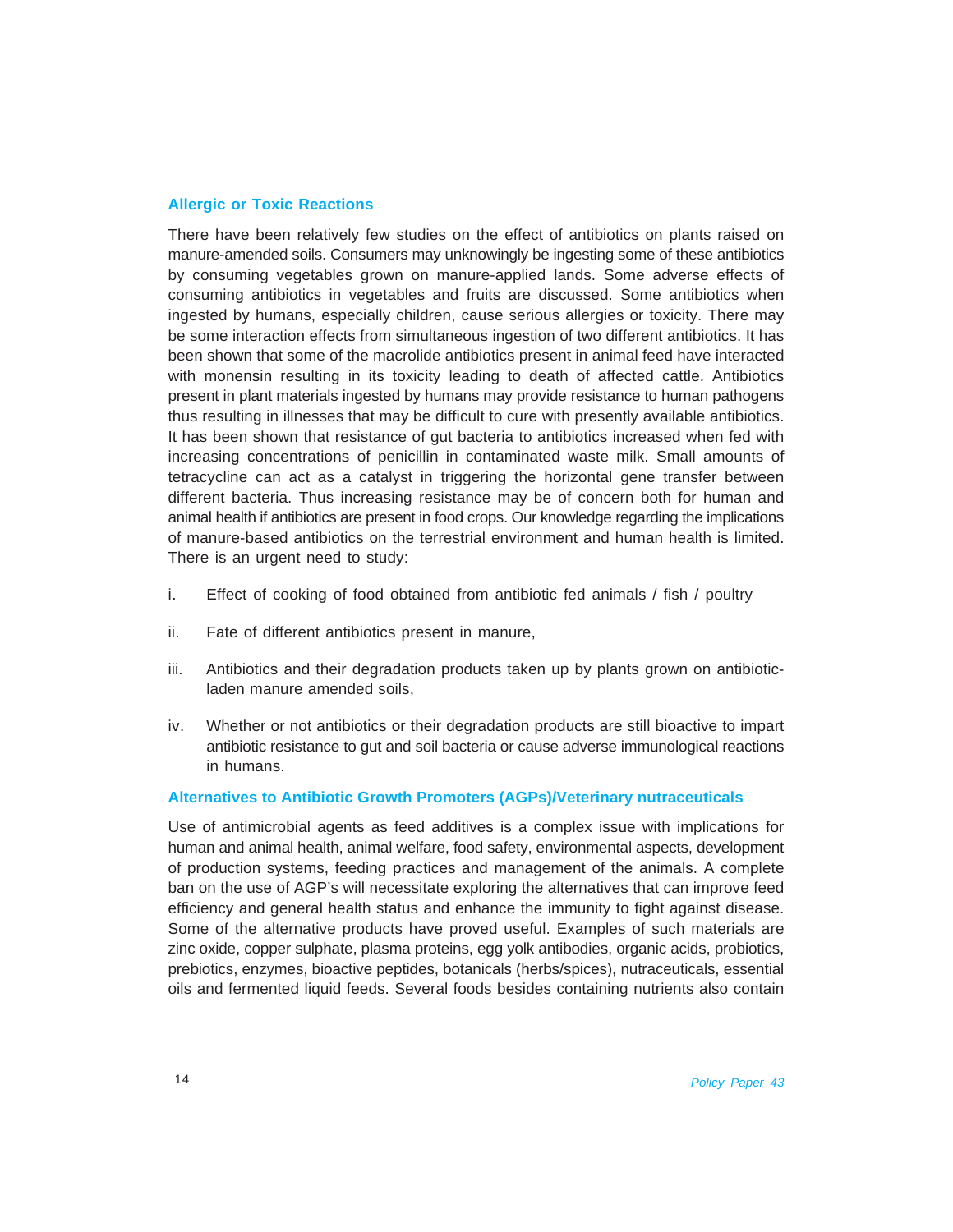### Allergic or Toxic Reactions

There have been relatively few studies on the effect of antibiotics on plants raised on manure-amended soils. Consumers may unknowingly be ingesting some of these antibiotics by consuming vegetables grown on manure-applied lands. Some adverse effects of consuming antibiotics in vegetables and fruits are discussed. Some antibiotics when ingested by humans, especially children, cause serious allergies or toxicity. There may be some interaction effects from simultaneous ingestion of two different antibiotics. It has been shown that some of the macrolide antibiotics present in animal feed have interacted with monensin resulting in its toxicity leading to death of affected cattle. Antibiotics present in plant materials ingested by humans may provide resistance to human pathogens thus resulting in illnesses that may be difficult to cure with presently available antibiotics. It has been shown that resistance of gut bacteria to antibiotics increased when fed with increasing concentrations of penicillin in contaminated waste milk. Small amounts of tetracycline can act as a catalyst in triggering the horizontal gene transfer between different bacteria. Thus increasing resistance may be of concern both for human and animal health if antibiotics are present in food crops. Our knowledge regarding the implications of manure-based antibiotics on the terrestrial environment and human health is limited. There is an urgent need to study:

i. Effect of cooking of food obtained from antibiotic fed animals / fish / poultry

ii. Fate of different antibiotics present in manure,

iii. Antibiotics and their degradation products taken up by plants grown on antibiotic-laden manure amended soils,

iv. Whether or not antibiotics or their degradation products are still bioactive to impart antibiotic resistance to gut and soil bacteria or cause adverse immunological reactions in humans.

### Alternatives to Antibiotic Growth Promoters (AGPs)/Veterinary nutraceuticals

Use of antimicrobial agents as feed additives is a complex issue with implications for human and animal health, animal welfare, food safety, environmental aspects, development of production systems, feeding practices and management of the animals. A complete ban on the use of AGP's will necessitate exploring the alternatives that can improve feed efficiency and general health status and enhance the immunity to fight against disease. Some of the alternative products have proved useful. Examples of such materials are zinc oxide, copper sulphate, plasma proteins, egg yolk antibodies, organic acids, probiotics, prebiotics, enzymes, bioactive peptides, botanicals (herbs/spices), nutraceuticals, essential oils and fermented liquid feeds. Several foods besides containing nutrients also contain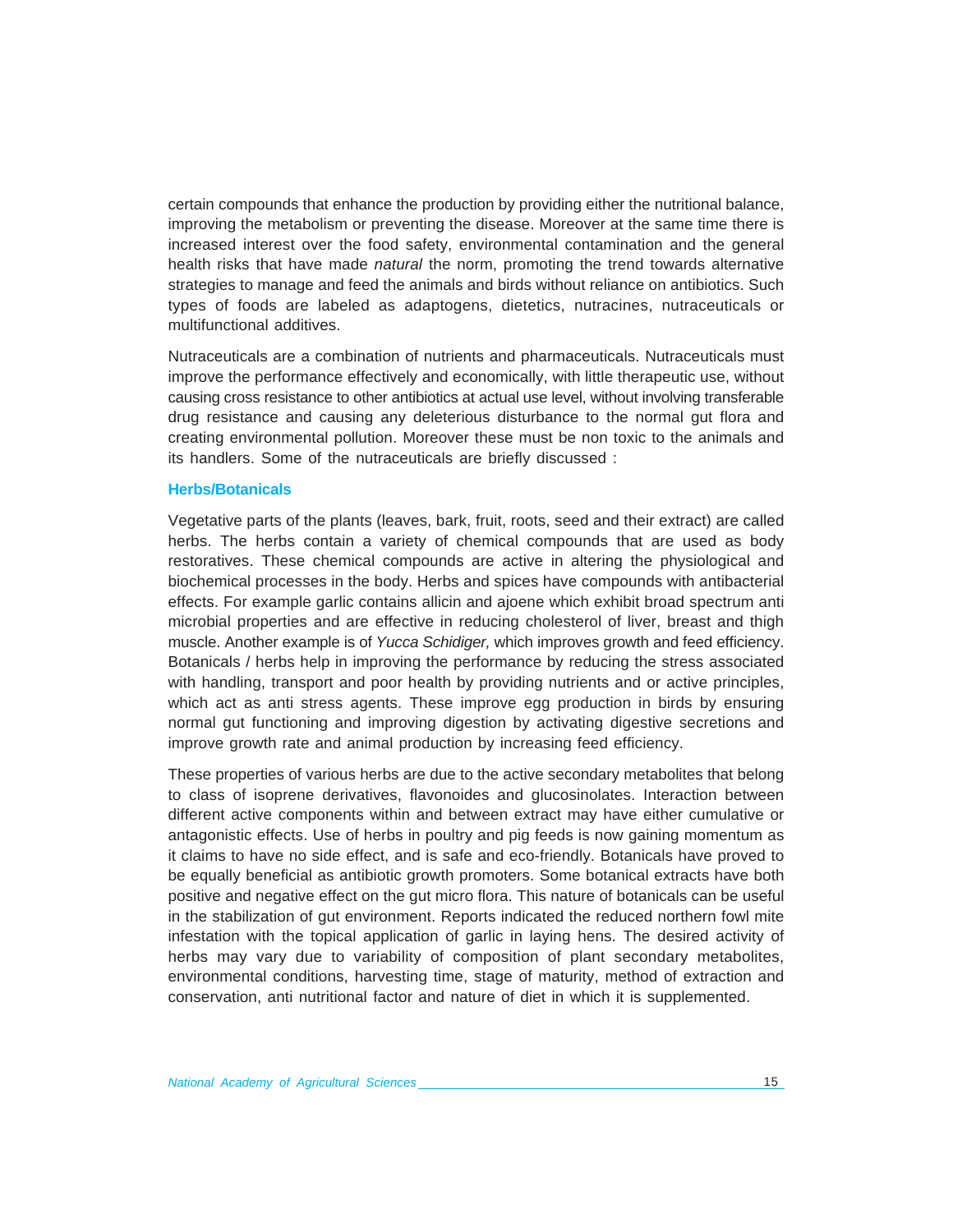certain compounds that enhance the production by providing either the nutritional balance, improving the metabolism or preventing the disease. Moreover at the same time there is increased interest over the food safety, environmental contamination and the general health risks that have made *natural* the norm, promoting the trend towards alternative strategies to manage and feed the animals and birds without reliance on antibiotics. Such types of foods are labeled as adaptogens, dietetics, nutracines, nutraceuticals or multifunctional additives.

Nutraceuticals are a combination of nutrients and pharmaceuticals. Nutraceuticals must improve the performance effectively and economically, with little therapeutic use, without causing cross resistance to other antibiotics at actual use level, without involving transferable drug resistance and causing any deleterious disturbance to the normal gut flora and creating environmental pollution. Moreover these must be non toxic to the animals and its handlers. Some of the nutraceuticals are briefly discussed :

### Herbs/Botanicals

Vegetative parts of the plants (leaves, bark, fruit, roots, seed and their extract) are called herbs. The herbs contain a variety of chemical compounds that are used as body restoratives. These chemical compounds are active in altering the physiological and biochemical processes in the body. Herbs and spices have compounds with antibacterial effects. For example garlic contains allicin and ajoene which exhibit broad spectrum anti microbial properties and are effective in reducing cholesterol of liver, breast and thigh muscle. Another example is of *Yucca Schidiger,* which improves growth and feed efficiency. Botanicals / herbs help in improving the performance by reducing the stress associated with handling, transport and poor health by providing nutrients and or active principles, which act as anti stress agents. These improve egg production in birds by ensuring normal gut functioning and improving digestion by activating digestive secretions and improve growth rate and animal production by increasing feed efficiency.

These properties of various herbs are due to the active secondary metabolites that belong to class of isoprene derivatives, flavonoides and glucosinolates. Interaction between different active components within and between extract may have either cumulative or antagonistic effects. Use of herbs in poultry and pig feeds is now gaining momentum as it claims to have no side effect, and is safe and eco-friendly. Botanicals have proved to be equally beneficial as antibiotic growth promoters. Some botanical extracts have both positive and negative effect on the gut micro flora. This nature of botanicals can be useful in the stabilization of gut environment. Reports indicated the reduced northern fowl mite infestation with the topical application of garlic in laying hens. The desired activity of herbs may vary due to variability of composition of plant secondary metabolites, environmental conditions, harvesting time, stage of maturity, method of extraction and conservation, anti nutritional factor and nature of diet in which it is supplemented.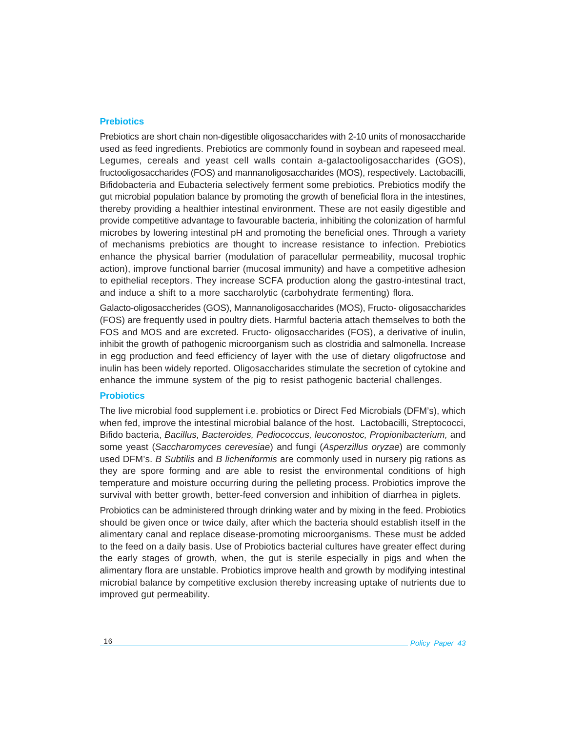## Prebiotics

Prebiotics are short chain non-digestible oligosaccharides with 2-10 units of monosaccharide used as feed ingredients. Prebiotics are commonly found in soybean and rapeseed meal. Legumes, cereals and yeast cell walls contain a-galactooligosaccharides (GOS), fructooligosaccharides (FOS) and mannanoligosaccharides (MOS), respectively. Lactobacilli, Bifidobacteria and Eubacteria selectively ferment some prebiotics. Prebiotics modify the gut microbial population balance by promoting the growth of beneficial flora in the intestines, thereby providing a healthier intestinal environment. These are not easily digestible and provide competitive advantage to favourable bacteria, inhibiting the colonization of harmful microbes by lowering intestinal pH and promoting the beneficial ones. Through a variety of mechanisms prebiotics are thought to increase resistance to infection. Prebiotics enhance the physical barrier (modulation of paracellular permeability, mucosal trophic action), improve functional barrier (mucosal immunity) and have a competitive adhesion to epithelial receptors. They increase SCFA production along the gastro-intestinal tract, and induce a shift to a more saccharolytic (carbohydrate fermenting) flora.

Galacto-oligosaccherides (GOS), Mannanoligosaccharides (MOS), Fructo- oligosaccharides (FOS) are frequently used in poultry diets. Harmful bacteria attach themselves to both the FOS and MOS and are excreted. Fructo- oligosaccharides (FOS), a derivative of inulin, inhibit the growth of pathogenic microorganism such as clostridia and salmonella. Increase in egg production and feed efficiency of layer with the use of dietary oligofructose and inulin has been widely reported. Oligosaccharides stimulate the secretion of cytokine and enhance the immune system of the pig to resist pathogenic bacterial challenges.

## Probiotics

The live microbial food supplement i.e. probiotics or Direct Fed Microbials (DFM's), which when fed, improve the intestinal microbial balance of the host. Lactobacilli, Streptococci, Bifido bacteria, *Bacillus, Bacteroides, Pediococcus, leuconostoc, Propionibacterium,* and some yeast (*Saccharomyces cerevesiae*) and fungi (*Asperzillus oryzae*) are commonly used DFM's. *B Subtilis* and *B licheniformis* are commonly used in nursery pig rations as they are spore forming and are able to resist the environmental conditions of high temperature and moisture occurring during the pelleting process. Probiotics improve the survival with better growth, better-feed conversion and inhibition of diarrhea in piglets.

Probiotics can be administered through drinking water and by mixing in the feed. Probiotics should be given once or twice daily, after which the bacteria should establish itself in the alimentary canal and replace disease-promoting microorganisms. These must be added to the feed on a daily basis. Use of Probiotics bacterial cultures have greater effect during the early stages of growth, when, the gut is sterile especially in pigs and when the alimentary flora are unstable. Probiotics improve health and growth by modifying intestinal microbial balance by competitive exclusion thereby increasing uptake of nutrients due to improved gut permeability.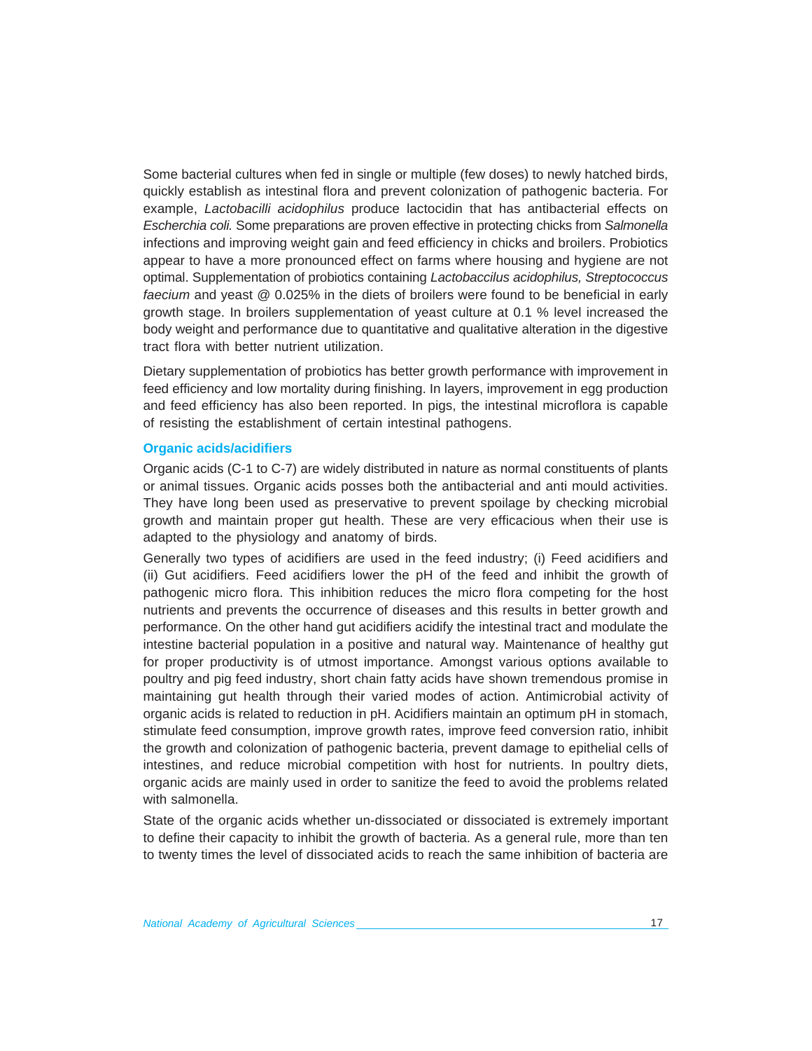Some bacterial cultures when fed in single or multiple (few doses) to newly hatched birds, quickly establish as intestinal flora and prevent colonization of pathogenic bacteria. For example, *Lactobacilli acidophilus* produce lactocidin that has antibacterial effects on *Escherchia coli.* Some preparations are proven effective in protecting chicks from *Salmonella* infections and improving weight gain and feed efficiency in chicks and broilers. Probiotics appear to have a more pronounced effect on farms where housing and hygiene are not optimal. Supplementation of probiotics containing *Lactobaccilus acidophilus, Streptococcus faecium* and yeast @ 0.025% in the diets of broilers were found to be beneficial in early growth stage. In broilers supplementation of yeast culture at 0.1 % level increased the body weight and performance due to quantitative and qualitative alteration in the digestive tract flora with better nutrient utilization.

Dietary supplementation of probiotics has better growth performance with improvement in feed efficiency and low mortality during finishing. In layers, improvement in egg production and feed efficiency has also been reported. In pigs, the intestinal microflora is capable of resisting the establishment of certain intestinal pathogens.

### Organic acids/acidifiers

Organic acids (C-1 to C-7) are widely distributed in nature as normal constituents of plants or animal tissues. Organic acids posses both the antibacterial and anti mould activities. They have long been used as preservative to prevent spoilage by checking microbial growth and maintain proper gut health. These are very efficacious when their use is adapted to the physiology and anatomy of birds.

Generally two types of acidifiers are used in the feed industry; (i) Feed acidifiers and (ii) Gut acidifiers. Feed acidifiers lower the pH of the feed and inhibit the growth of pathogenic micro flora. This inhibition reduces the micro flora competing for the host nutrients and prevents the occurrence of diseases and this results in better growth and performance. On the other hand gut acidifiers acidify the intestinal tract and modulate the intestine bacterial population in a positive and natural way. Maintenance of healthy gut for proper productivity is of utmost importance. Amongst various options available to poultry and pig feed industry, short chain fatty acids have shown tremendous promise in maintaining gut health through their varied modes of action. Antimicrobial activity of organic acids is related to reduction in pH. Acidifiers maintain an optimum pH in stomach, stimulate feed consumption, improve growth rates, improve feed conversion ratio, inhibit the growth and colonization of pathogenic bacteria, prevent damage to epithelial cells of intestines, and reduce microbial competition with host for nutrients. In poultry diets, organic acids are mainly used in order to sanitize the feed to avoid the problems related with salmonella.

State of the organic acids whether un-dissociated or dissociated is extremely important to define their capacity to inhibit the growth of bacteria. As a general rule, more than ten to twenty times the level of dissociated acids to reach the same inhibition of bacteria are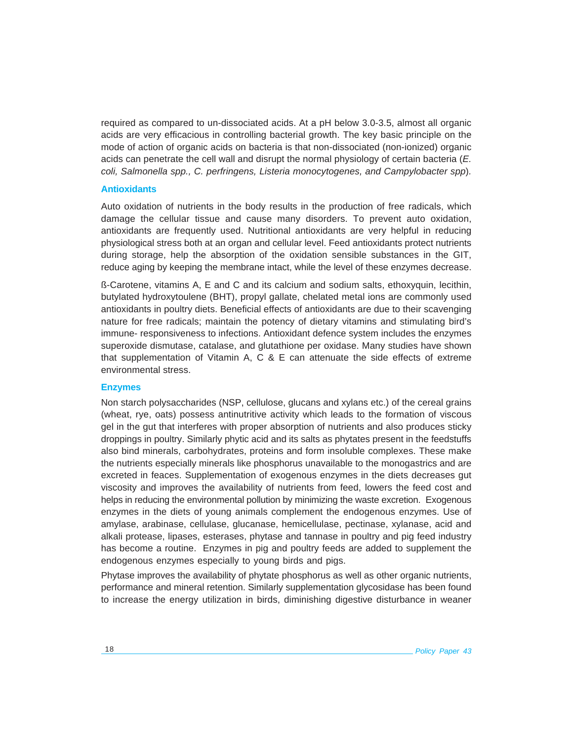required as compared to un-dissociated acids. At a pH below 3.0-3.5, almost all organic acids are very efficacious in controlling bacterial growth. The key basic principle on the mode of action of organic acids on bacteria is that non-dissociated (non-ionized) organic acids can penetrate the cell wall and disrupt the normal physiology of certain bacteria (*E. coli, Salmonella spp., C. perfringens, Listeria monocytogenes, and Campylobacter spp*).

### Antioxidants

Auto oxidation of nutrients in the body results in the production of free radicals, which damage the cellular tissue and cause many disorders. To prevent auto oxidation, antioxidants are frequently used. Nutritional antioxidants are very helpful in reducing physiological stress both at an organ and cellular level. Feed antioxidants protect nutrients during storage, help the absorption of the oxidation sensible substances in the GIT, reduce aging by keeping the membrane intact, while the level of these enzymes decrease.

ß-Carotene, vitamins A, E and C and its calcium and sodium salts, ethoxyquin, lecithin, butylated hydroxytoulene (BHT), propyl gallate, chelated metal ions are commonly used antioxidants in poultry diets. Beneficial effects of antioxidants are due to their scavenging nature for free radicals; maintain the potency of dietary vitamins and stimulating bird's immune- responsiveness to infections. Antioxidant defence system includes the enzymes superoxide dismutase, catalase, and glutathione per oxidase. Many studies have shown that supplementation of Vitamin A, C & E can attenuate the side effects of extreme environmental stress.

### Enzymes

Non starch polysaccharides (NSP, cellulose, glucans and xylans etc.) of the cereal grains (wheat, rye, oats) possess antinutritive activity which leads to the formation of viscous gel in the gut that interferes with proper absorption of nutrients and also produces sticky droppings in poultry. Similarly phytic acid and its salts as phytates present in the feedstuffs also bind minerals, carbohydrates, proteins and form insoluble complexes. These make the nutrients especially minerals like phosphorus unavailable to the monogastrics and are excreted in feaces. Supplementation of exogenous enzymes in the diets decreases gut viscosity and improves the availability of nutrients from feed, lowers the feed cost and helps in reducing the environmental pollution by minimizing the waste excretion. Exogenous enzymes in the diets of young animals complement the endogenous enzymes. Use of amylase, arabinase, cellulase, glucanase, hemicellulase, pectinase, xylanase, acid and alkali protease, lipases, esterases, phytase and tannase in poultry and pig feed industry has become a routine. Enzymes in pig and poultry feeds are added to supplement the endogenous enzymes especially to young birds and pigs.

Phytase improves the availability of phytate phosphorus as well as other organic nutrients, performance and mineral retention. Similarly supplementation glycosidase has been found to increase the energy utilization in birds, diminishing digestive disturbance in weaner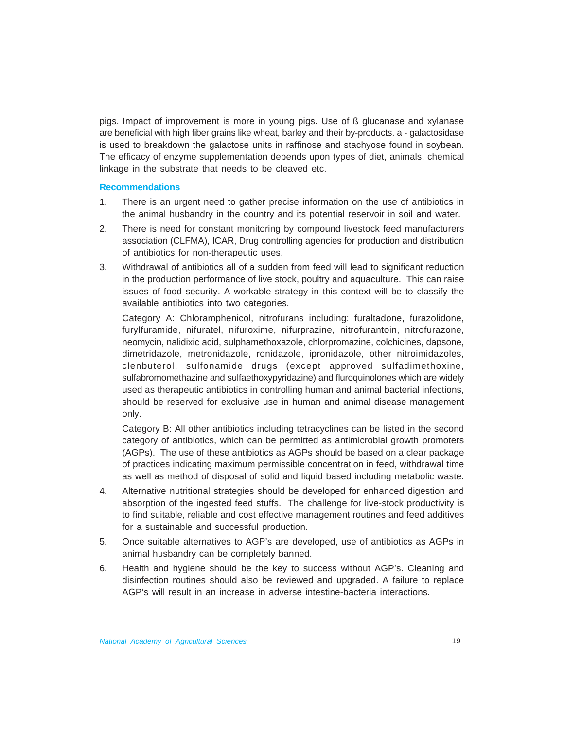pigs. Impact of improvement is more in young pigs. Use of ß glucanase and xylanase are beneficial with high fiber grains like wheat, barley and their by-products. a - galactosidase is used to breakdown the galactose units in raffinose and stachyose found in soybean. The efficacy of enzyme supplementation depends upon types of diet, animals, chemical linkage in the substrate that needs to be cleaved etc.

### Recommendations

1. There is an urgent need to gather precise information on the use of antibiotics in the animal husbandry in the country and its potential reservoir in soil and water.
2. There is need for constant monitoring by compound livestock feed manufacturers association (CLFMA), ICAR, Drug controlling agencies for production and distribution of antibiotics for non-therapeutic uses.
3. Withdrawal of antibiotics all of a sudden from feed will lead to significant reduction in the production performance of live stock, poultry and aquaculture. This can raise issues of food security. A workable strategy in this context will be to classify the available antibiotics into two categories.

   Category A: Chloramphenicol, nitrofurans including: furaltadone, furazolidone, furylfuramide, nifuratel, nifuroxime, nifurprazine, nitrofurantoin, nitrofurazone, neomycin, nalidixic acid, sulphamethoxazole, chlorpromazine, colchicines, dapsone, dimetridazole, metronidazole, ronidazole, ipronidazole, other nitroimidazoles, clenbuterol, sulfonamide drugs (except approved sulfadimethoxine, sulfabromomethazine and sulfaethoxypyridazine) and fluroquinolones which are widely used as therapeutic antibiotics in controlling human and animal bacterial infections, should be reserved for exclusive use in human and animal disease management only.

   Category B: All other antibiotics including tetracyclines can be listed in the second category of antibiotics, which can be permitted as antimicrobial growth promoters (AGPs). The use of these antibiotics as AGPs should be based on a clear package of practices indicating maximum permissible concentration in feed, withdrawal time as well as method of disposal of solid and liquid based including metabolic waste.
4. Alternative nutritional strategies should be developed for enhanced digestion and absorption of the ingested feed stuffs. The challenge for live-stock productivity is to find suitable, reliable and cost effective management routines and feed additives for a sustainable and successful production.
5. Once suitable alternatives to AGP's are developed, use of antibiotics as AGPs in animal husbandry can be completely banned.
6. Health and hygiene should be the key to success without AGP's. Cleaning and disinfection routines should also be reviewed and upgraded. A failure to replace AGP's will result in an increase in adverse intestine-bacteria interactions.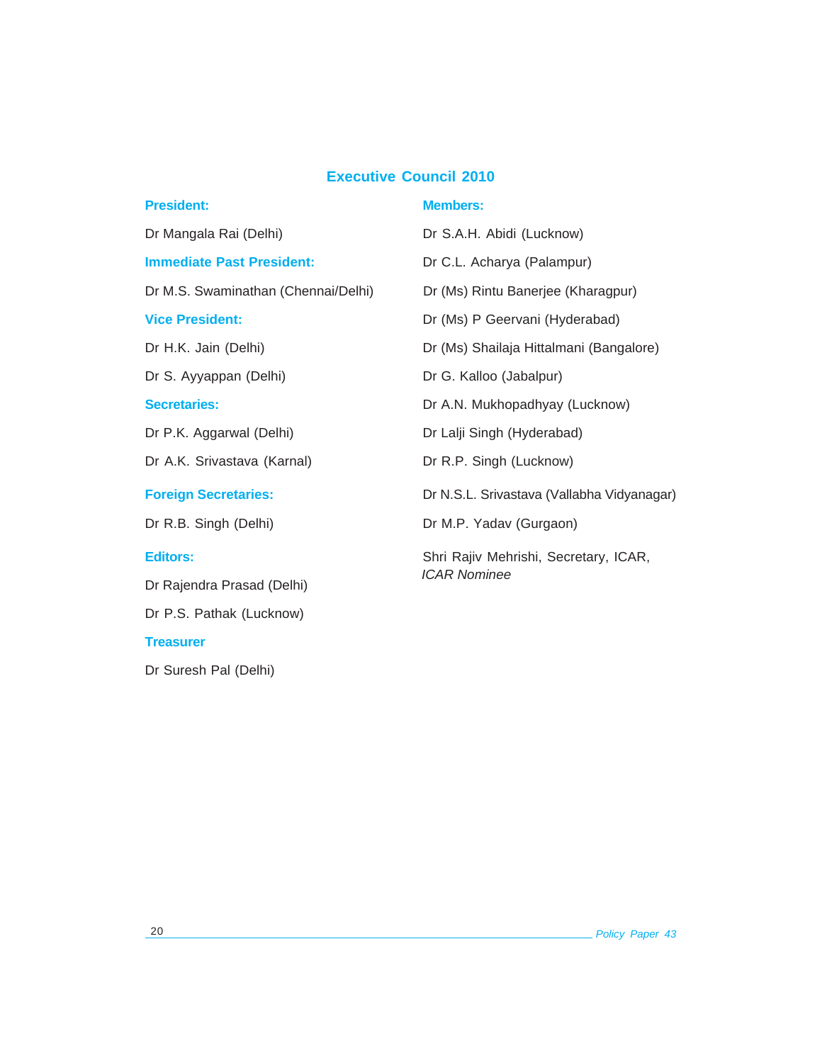## Executive Council 2010

**President:**

Dr Mangala Rai (Delhi)

**Immediate Past President:**

Dr M.S. Swaminathan (Chennai/Delhi)

**Vice President:**

Dr H.K. Jain (Delhi)

Dr S. Ayyappan (Delhi)

**Secretaries:**

Dr P.K. Aggarwal (Delhi)

Dr A.K. Srivastava (Karnal)

**Foreign Secretaries:**

Dr R.B. Singh (Delhi)

**Editors:**

Dr Rajendra Prasad (Delhi)

Dr P.S. Pathak (Lucknow)

**Treasurer**

Dr Suresh Pal (Delhi)

**Members:**

Dr S.A.H. Abidi (Lucknow)

Dr C.L. Acharya (Palampur)

Dr (Ms) Rintu Banerjee (Kharagpur)

Dr (Ms) P Geervani (Hyderabad)

Dr (Ms) Shailaja Hittalmani (Bangalore)

Dr G. Kalloo (Jabalpur)

Dr A.N. Mukhopadhyay (Lucknow)

Dr Lalji Singh (Hyderabad)

Dr R.P. Singh (Lucknow)

Dr N.S.L. Srivastava (Vallabha Vidyanagar)

Dr M.P. Yadav (Gurgaon)

Shri Rajiv Mehrishi, Secretary, ICAR,
*ICAR Nominee*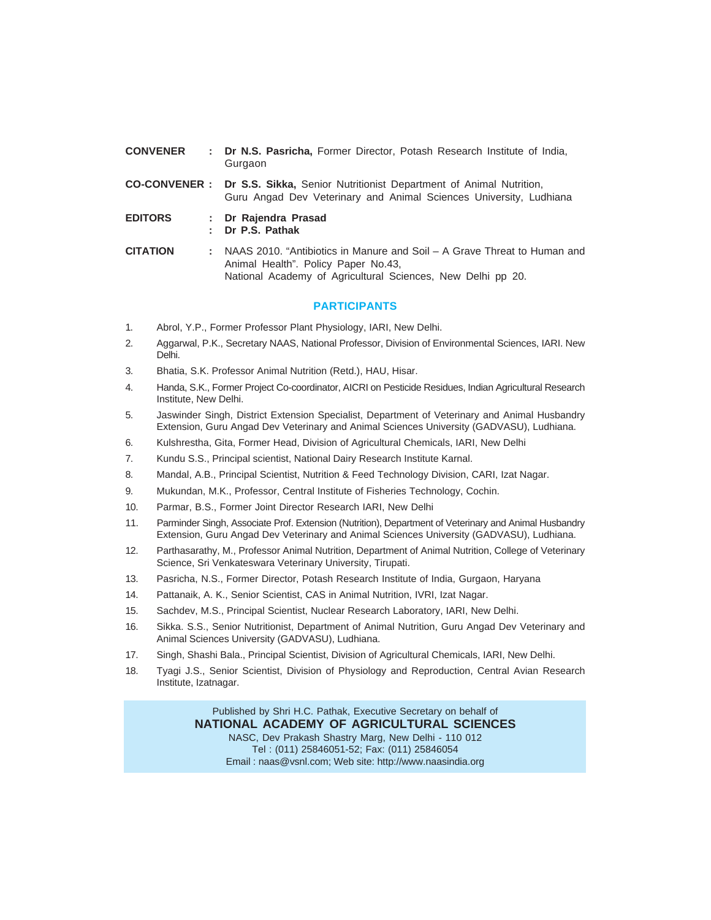**CONVENER** : **Dr N.S. Pasricha,** Former Director, Potash Research Institute of India, Gurgaon

**CO-CONVENER** : **Dr S.S. Sikka,** Senior Nutritionist Department of Animal Nutrition, Guru Angad Dev Veterinary and Animal Sciences University, Ludhiana

**EDITORS** : **Dr Rajendra Prasad**
: **Dr P.S. Pathak**

**CITATION** : NAAS 2010. "Antibiotics in Manure and Soil – A Grave Threat to Human and Animal Health". Policy Paper No.43, National Academy of Agricultural Sciences, New Delhi pp 20.

## PARTICIPANTS

1. Abrol, Y.P., Former Professor Plant Physiology, IARI, New Delhi.
2. Aggarwal, P.K., Secretary NAAS, National Professor, Division of Environmental Sciences, IARI. New Delhi.
3. Bhatia, S.K. Professor Animal Nutrition (Retd.), HAU, Hisar.
4. Handa, S.K., Former Project Co-coordinator, AICRI on Pesticide Residues, Indian Agricultural Research Institute, New Delhi.
5. Jaswinder Singh, District Extension Specialist, Department of Veterinary and Animal Husbandry Extension, Guru Angad Dev Veterinary and Animal Sciences University (GADVASU), Ludhiana.
6. Kulshrestha, Gita, Former Head, Division of Agricultural Chemicals, IARI, New Delhi
7. Kundu S.S., Principal scientist, National Dairy Research Institute Karnal.
8. Mandal, A.B., Principal Scientist, Nutrition & Feed Technology Division, CARI, Izat Nagar.
9. Mukundan, M.K., Professor, Central Institute of Fisheries Technology, Cochin.
10. Parmar, B.S., Former Joint Director Research IARI, New Delhi
11. Parminder Singh, Associate Prof. Extension (Nutrition), Department of Veterinary and Animal Husbandry Extension, Guru Angad Dev Veterinary and Animal Sciences University (GADVASU), Ludhiana.
12. Parthasarathy, M., Professor Animal Nutrition, Department of Animal Nutrition, College of Veterinary Science, Sri Venkateswara Veterinary University, Tirupati.
13. Pasricha, N.S., Former Director, Potash Research Institute of India, Gurgaon, Haryana
14. Pattanaik, A. K., Senior Scientist, CAS in Animal Nutrition, IVRI, Izat Nagar.
15. Sachdev, M.S., Principal Scientist, Nuclear Research Laboratory, IARI, New Delhi.
16. Sikka. S.S., Senior Nutritionist, Department of Animal Nutrition, Guru Angad Dev Veterinary and Animal Sciences University (GADVASU), Ludhiana.
17. Singh, Shashi Bala., Principal Scientist, Division of Agricultural Chemicals, IARI, New Delhi.
18. Tyagi J.S., Senior Scientist, Division of Physiology and Reproduction, Central Avian Research Institute, Izatnagar.

Published by Shri H.C. Pathak, Executive Secretary on behalf of

**NATIONAL ACADEMY OF AGRICULTURAL SCIENCES**

NASC, Dev Prakash Shastry Marg, New Delhi - 110 012
Tel : (011) 25846051-52; Fax: (011) 25846054
Email : naas@vsnl.com; Web site: http://www.naasindia.org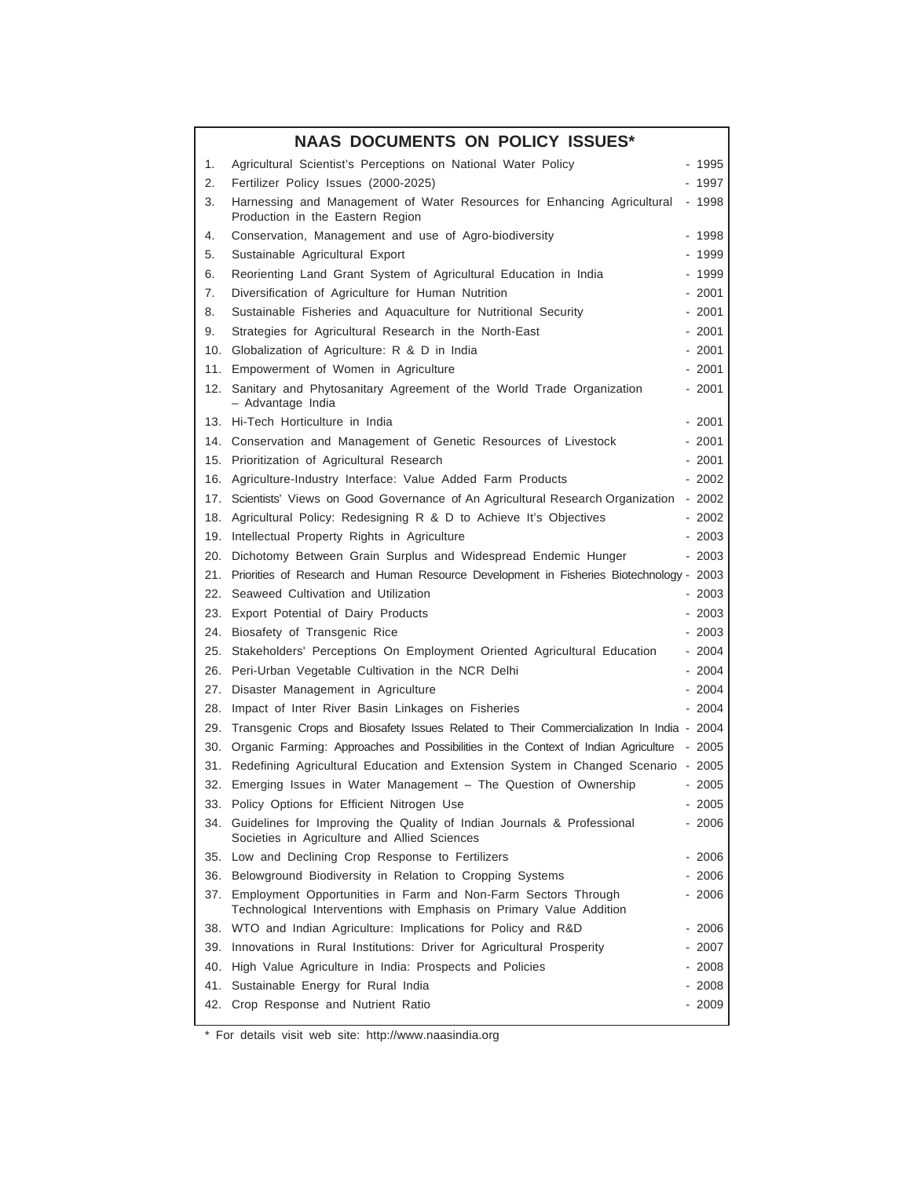## NAAS DOCUMENTS ON POLICY ISSUES*

| | | |
|---|---|---|
| 1. | Agricultural Scientist's Perceptions on National Water Policy | - 1995 |
| 2. | Fertilizer Policy Issues (2000-2025) | - 1997 |
| 3. | Harnessing and Management of Water Resources for Enhancing Agricultural Production in the Eastern Region | - 1998 |
| 4. | Conservation, Management and use of Agro-biodiversity | - 1998 |
| 5. | Sustainable Agricultural Export | - 1999 |
| 6. | Reorienting Land Grant System of Agricultural Education in India | - 1999 |
| 7. | Diversification of Agriculture for Human Nutrition | - 2001 |
| 8. | Sustainable Fisheries and Aquaculture for Nutritional Security | - 2001 |
| 9. | Strategies for Agricultural Research in the North-East | - 2001 |
| 10. | Globalization of Agriculture: R & D in India | - 2001 |
| 11. | Empowerment of Women in Agriculture | - 2001 |
| 12. | Sanitary and Phytosanitary Agreement of the World Trade Organization – Advantage India | - 2001 |
| 13. | Hi-Tech Horticulture in India | - 2001 |
| 14. | Conservation and Management of Genetic Resources of Livestock | - 2001 |
| 15. | Prioritization of Agricultural Research | - 2001 |
| 16. | Agriculture-Industry Interface: Value Added Farm Products | - 2002 |
| 17. | Scientists' Views on Good Governance of An Agricultural Research Organization | - 2002 |
| 18. | Agricultural Policy: Redesigning R & D to Achieve It's Objectives | - 2002 |
| 19. | Intellectual Property Rights in Agriculture | - 2003 |
| 20. | Dichotomy Between Grain Surplus and Widespread Endemic Hunger | - 2003 |
| 21. | Priorities of Research and Human Resource Development in Fisheries Biotechnology | - 2003 |
| 22. | Seaweed Cultivation and Utilization | - 2003 |
| 23. | Export Potential of Dairy Products | - 2003 |
| 24. | Biosafety of Transgenic Rice | - 2003 |
| 25. | Stakeholders' Perceptions On Employment Oriented Agricultural Education | - 2004 |
| 26. | Peri-Urban Vegetable Cultivation in the NCR Delhi | - 2004 |
| 27. | Disaster Management in Agriculture | - 2004 |
| 28. | Impact of Inter River Basin Linkages on Fisheries | - 2004 |
| 29. | Transgenic Crops and Biosafety Issues Related to Their Commercialization In India | - 2004 |
| 30. | Organic Farming: Approaches and Possibilities in the Context of Indian Agriculture | - 2005 |
| 31. | Redefining Agricultural Education and Extension System in Changed Scenario | - 2005 |
| 32. | Emerging Issues in Water Management – The Question of Ownership | - 2005 |
| 33. | Policy Options for Efficient Nitrogen Use | - 2005 |
| 34. | Guidelines for Improving the Quality of Indian Journals & Professional Societies in Agriculture and Allied Sciences | - 2006 |
| 35. | Low and Declining Crop Response to Fertilizers | - 2006 |
| 36. | Belowground Biodiversity in Relation to Cropping Systems | - 2006 |
| 37. | Employment Opportunities in Farm and Non-Farm Sectors Through Technological Interventions with Emphasis on Primary Value Addition | - 2006 |
| 38. | WTO and Indian Agriculture: Implications for Policy and R&D | - 2006 |
| 39. | Innovations in Rural Institutions: Driver for Agricultural Prosperity | - 2007 |
| 40. | High Value Agriculture in India: Prospects and Policies | - 2008 |
| 41. | Sustainable Energy for Rural India | - 2008 |
| 42. | Crop Response and Nutrient Ratio | - 2009 |

* For details visit web site: http://www.naasindia.org